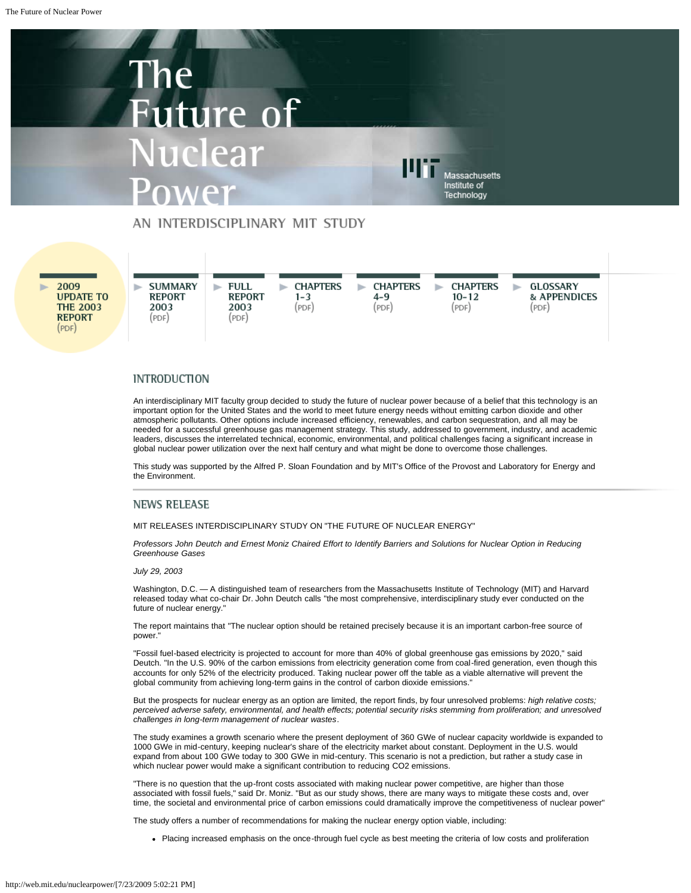# The Future of Nuclear Power

Massachusetts Institute of Technology

AN INTERDISCIPLINARY MIT STUDY

- 2009 UPDATE TO THE 2003 REPORT (PDF)
- SUMMARY REPORT 2003 (PDF)
- FULL REPORT 2003 (PDF)
- CHAPTERS 1–3 (PDF)
- CHAPTERS 4–9 (PDF)
- CHAPTERS 10–12 (PDF)
- GLOSSARY & APPENDICES (PDF)

## INTRODUCTION

An interdisciplinary MIT faculty group decided to study the future of nuclear power because of a belief that this technology is an important option for the United States and the world to meet future energy needs without emitting carbon dioxide and other atmospheric pollutants. Other options include increased efficiency, renewables, and carbon sequestration, and all may be needed for a successful greenhouse gas management strategy. This study, addressed to government, industry, and academic leaders, discusses the interrelated technical, economic, environmental, and political challenges facing a significant increase in global nuclear power utilization over the next half century and what might be done to overcome those challenges.

This study was supported by the Alfred P. Sloan Foundation and by MIT's Office of the Provost and Laboratory for Energy and the Environment.

## NEWS RELEASE

MIT RELEASES INTERDISCIPLINARY STUDY ON "THE FUTURE OF NUCLEAR ENERGY"

*Professors John Deutch and Ernest Moniz Chaired Effort to Identify Barriers and Solutions for Nuclear Option in Reducing Greenhouse Gases*

*July 29, 2003*

Washington, D.C. — A distinguished team of researchers from the Massachusetts Institute of Technology (MIT) and Harvard released today what co-chair Dr. John Deutch calls "the most comprehensive, interdisciplinary study ever conducted on the future of nuclear energy."

The report maintains that "The nuclear option should be retained precisely because it is an important carbon-free source of power."

"Fossil fuel-based electricity is projected to account for more than 40% of global greenhouse gas emissions by 2020," said Deutch. "In the U.S. 90% of the carbon emissions from electricity generation come from coal-fired generation, even though this accounts for only 52% of the electricity produced. Taking nuclear power off the table as a viable alternative will prevent the global community from achieving long-term gains in the control of carbon dioxide emissions."

But the prospects for nuclear energy as an option are limited, the report finds, by four unresolved problems: *high relative costs; perceived adverse safety, environmental, and health effects; potential security risks stemming from proliferation; and unresolved challenges in long-term management of nuclear wastes*.

The study examines a growth scenario where the present deployment of 360 GWe of nuclear capacity worldwide is expanded to 1000 GWe in mid-century, keeping nuclear's share of the electricity market about constant. Deployment in the U.S. would expand from about 100 GWe today to 300 GWe in mid-century. This scenario is not a prediction, but rather a study case in which nuclear power would make a significant contribution to reducing CO2 emissions.

"There is no question that the up-front costs associated with making nuclear power competitive, are higher than those associated with fossil fuels," said Dr. Moniz. "But as our study shows, there are many ways to mitigate these costs and, over time, the societal and environmental price of carbon emissions could dramatically improve the competitiveness of nuclear power"

The study offers a number of recommendations for making the nuclear energy option viable, including:

- Placing increased emphasis on the once-through fuel cycle as best meeting the criteria of low costs and proliferation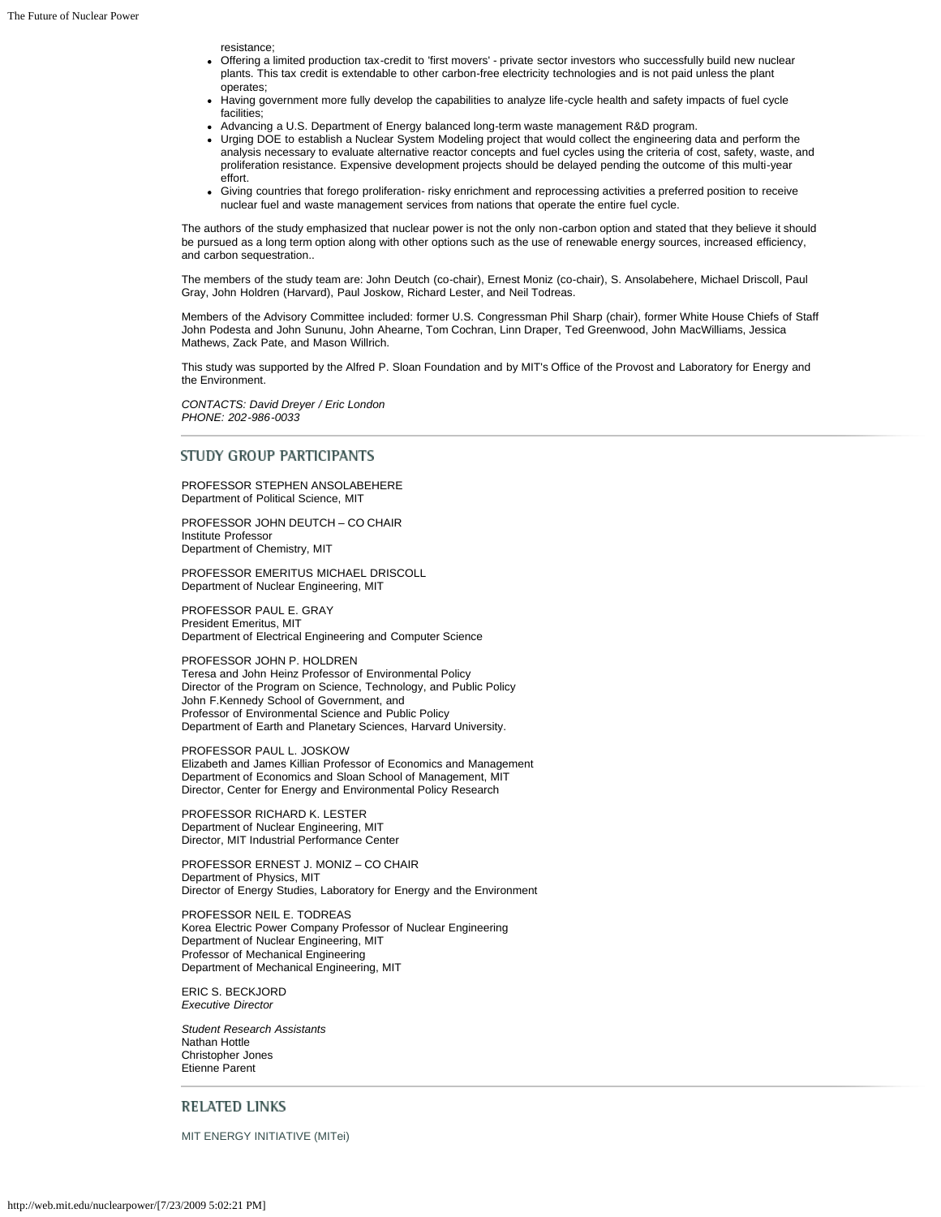resistance;

- Offering a limited production tax-credit to 'first movers' - private sector investors who successfully build new nuclear plants. This tax credit is extendable to other carbon-free electricity technologies and is not paid unless the plant operates;
- Having government more fully develop the capabilities to analyze life-cycle health and safety impacts of fuel cycle facilities;
- Advancing a U.S. Department of Energy balanced long-term waste management R&D program.
- Urging DOE to establish a Nuclear System Modeling project that would collect the engineering data and perform the analysis necessary to evaluate alternative reactor concepts and fuel cycles using the criteria of cost, safety, waste, and proliferation resistance. Expensive development projects should be delayed pending the outcome of this multi-year effort.
- Giving countries that forego proliferation- risky enrichment and reprocessing activities a preferred position to receive nuclear fuel and waste management services from nations that operate the entire fuel cycle.

The authors of the study emphasized that nuclear power is not the only non-carbon option and stated that they believe it should be pursued as a long term option along with other options such as the use of renewable energy sources, increased efficiency, and carbon sequestration..

The members of the study team are: John Deutch (co-chair), Ernest Moniz (co-chair), S. Ansolabehere, Michael Driscoll, Paul Gray, John Holdren (Harvard), Paul Joskow, Richard Lester, and Neil Todreas.

Members of the Advisory Committee included: former U.S. Congressman Phil Sharp (chair), former White House Chiefs of Staff John Podesta and John Sununu, John Ahearne, Tom Cochran, Linn Draper, Ted Greenwood, John MacWilliams, Jessica Mathews, Zack Pate, and Mason Willrich.

This study was supported by the Alfred P. Sloan Foundation and by MIT's Office of the Provost and Laboratory for Energy and the Environment.

*CONTACTS: David Dreyer / Eric London*
*PHONE: 202-986-0033*

## STUDY GROUP PARTICIPANTS

PROFESSOR STEPHEN ANSOLABEHERE
Department of Political Science, MIT

PROFESSOR JOHN DEUTCH – CO CHAIR
Institute Professor
Department of Chemistry, MIT

PROFESSOR EMERITUS MICHAEL DRISCOLL
Department of Nuclear Engineering, MIT

PROFESSOR PAUL E. GRAY
President Emeritus, MIT
Department of Electrical Engineering and Computer Science

PROFESSOR JOHN P. HOLDREN
Teresa and John Heinz Professor of Environmental Policy
Director of the Program on Science, Technology, and Public Policy
John F.Kennedy School of Government, and
Professor of Environmental Science and Public Policy
Department of Earth and Planetary Sciences, Harvard University.

PROFESSOR PAUL L. JOSKOW
Elizabeth and James Killian Professor of Economics and Management
Department of Economics and Sloan School of Management, MIT
Director, Center for Energy and Environmental Policy Research

PROFESSOR RICHARD K. LESTER
Department of Nuclear Engineering, MIT
Director, MIT Industrial Performance Center

PROFESSOR ERNEST J. MONIZ – CO CHAIR
Department of Physics, MIT
Director of Energy Studies, Laboratory for Energy and the Environment

PROFESSOR NEIL E. TODREAS
Korea Electric Power Company Professor of Nuclear Engineering
Department of Nuclear Engineering, MIT
Professor of Mechanical Engineering
Department of Mechanical Engineering, MIT

ERIC S. BECKJORD
*Executive Director*

*Student Research Assistants*
Nathan Hottle
Christopher Jones
Etienne Parent

## RELATED LINKS

MIT ENERGY INITIATIVE (MITei)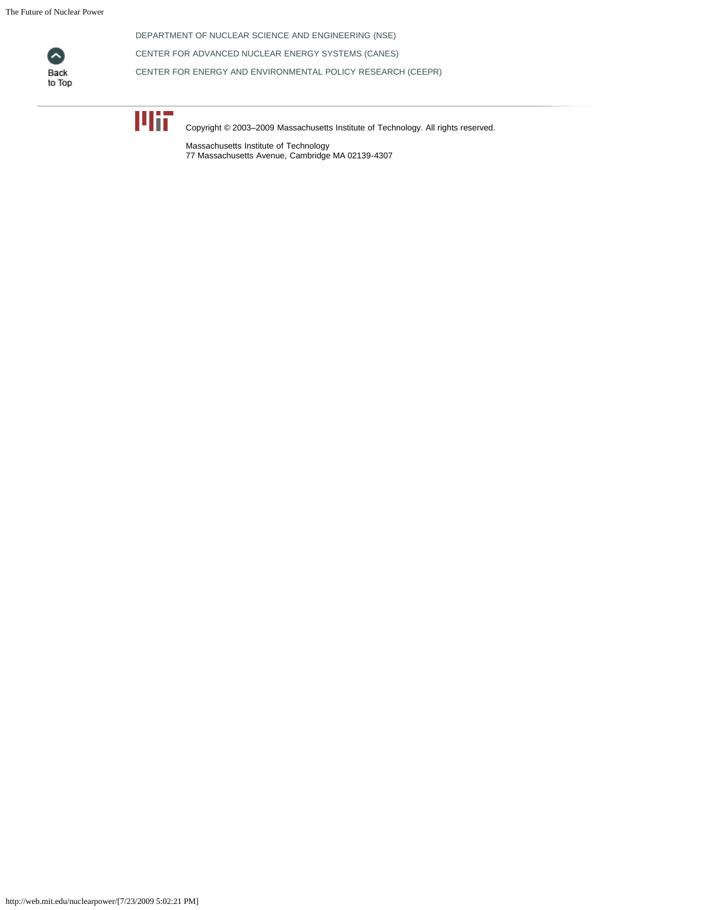Back to Top

DEPARTMENT OF NUCLEAR SCIENCE AND ENGINEERING (NSE)

CENTER FOR ADVANCED NUCLEAR ENERGY SYSTEMS (CANES)

CENTER FOR ENERGY AND ENVIRONMENTAL POLICY RESEARCH (CEEPR)

---

Copyright © 2003–2009 Massachusetts Institute of Technology. All rights reserved.

Massachusetts Institute of Technology
77 Massachusetts Avenue, Cambridge MA 02139-4307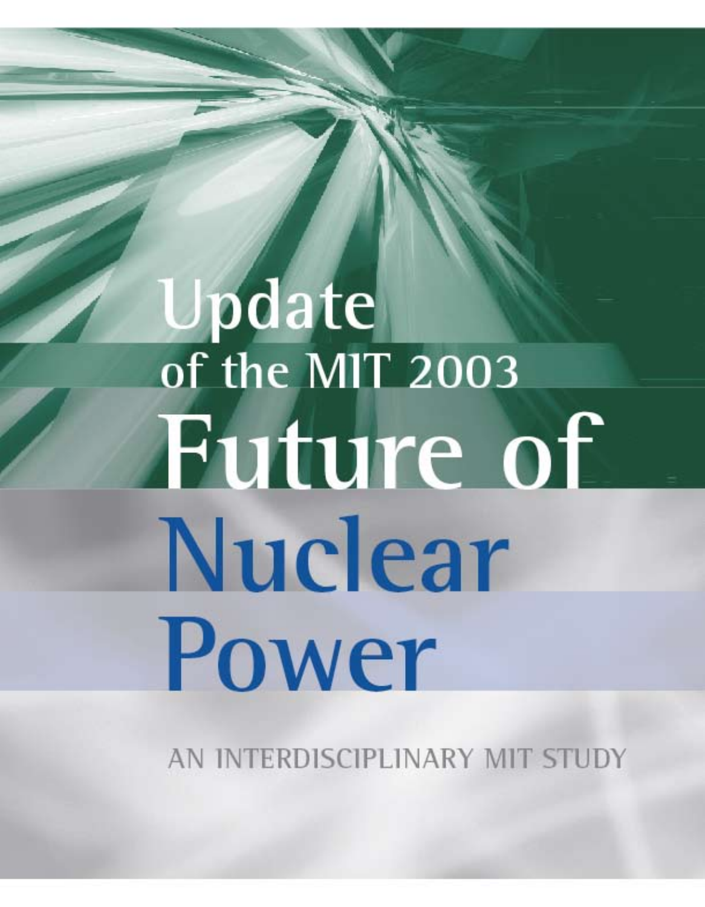# Update of the MIT 2003 Future of Nuclear Power

AN INTERDISCIPLINARY MIT STUDY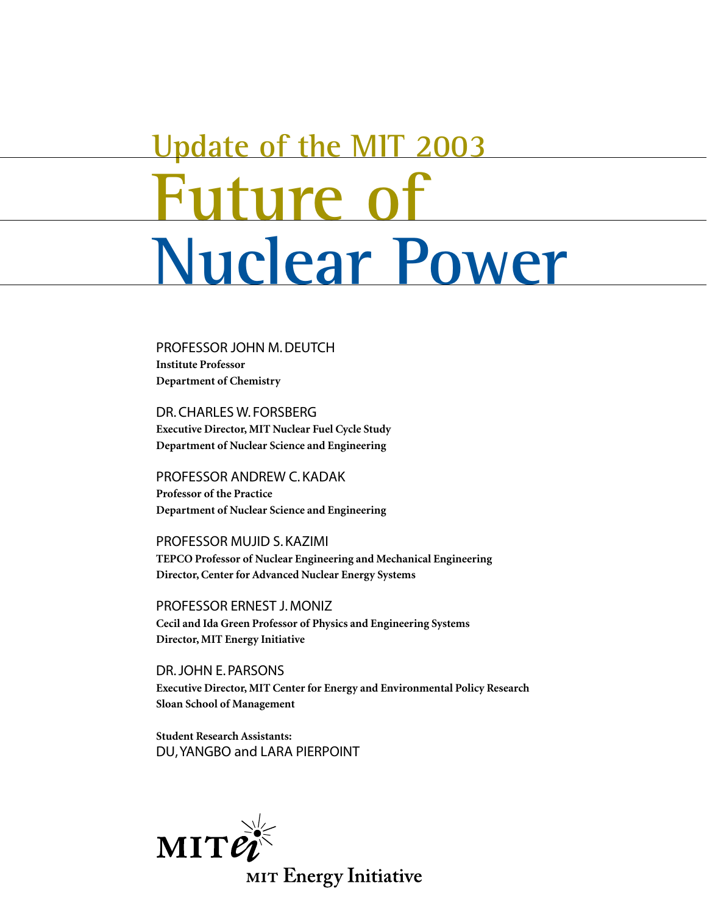# Update of the MIT 2003 Future of Nuclear Power

PROFESSOR JOHN M. DEUTCH
**Institute Professor**
**Department of Chemistry**

DR. CHARLES W. FORSBERG
**Executive Director, MIT Nuclear Fuel Cycle Study**
**Department of Nuclear Science and Engineering**

PROFESSOR ANDREW C. KADAK
**Professor of the Practice**
**Department of Nuclear Science and Engineering**

PROFESSOR MUJID S. KAZIMI
**TEPCO Professor of Nuclear Engineering and Mechanical Engineering**
**Director, Center for Advanced Nuclear Energy Systems**

PROFESSOR ERNEST J. MONIZ
**Cecil and Ida Green Professor of Physics and Engineering Systems**
**Director, MIT Energy Initiative**

DR. JOHN E. PARSONS
**Executive Director, MIT Center for Energy and Environmental Policy Research**
**Sloan School of Management**

**Student Research Assistants:**
DU, YANGBO and LARA PIERPOINT

MITei
MIT Energy Initiative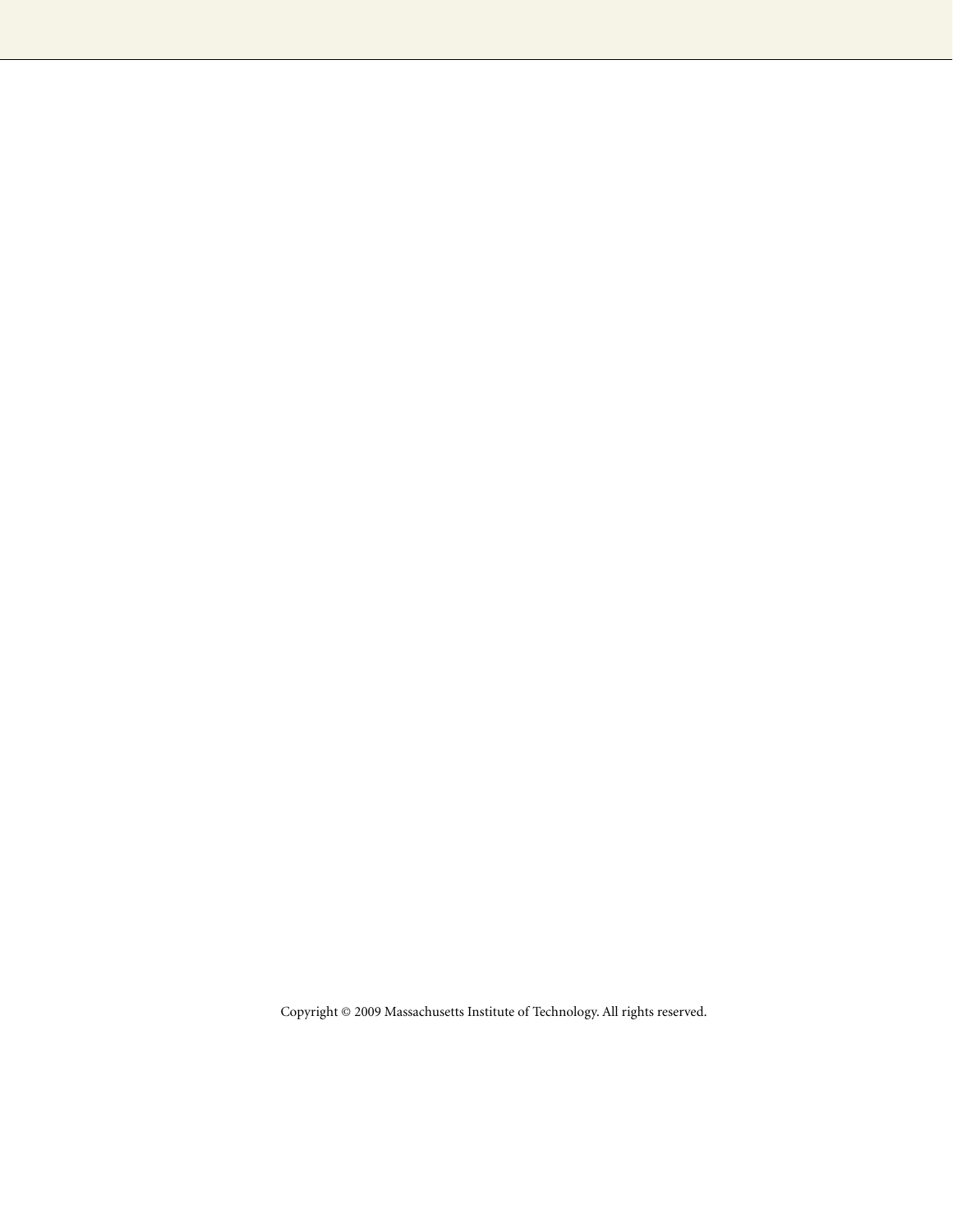Copyright © 2009 Massachusetts Institute of Technology. All rights reserved.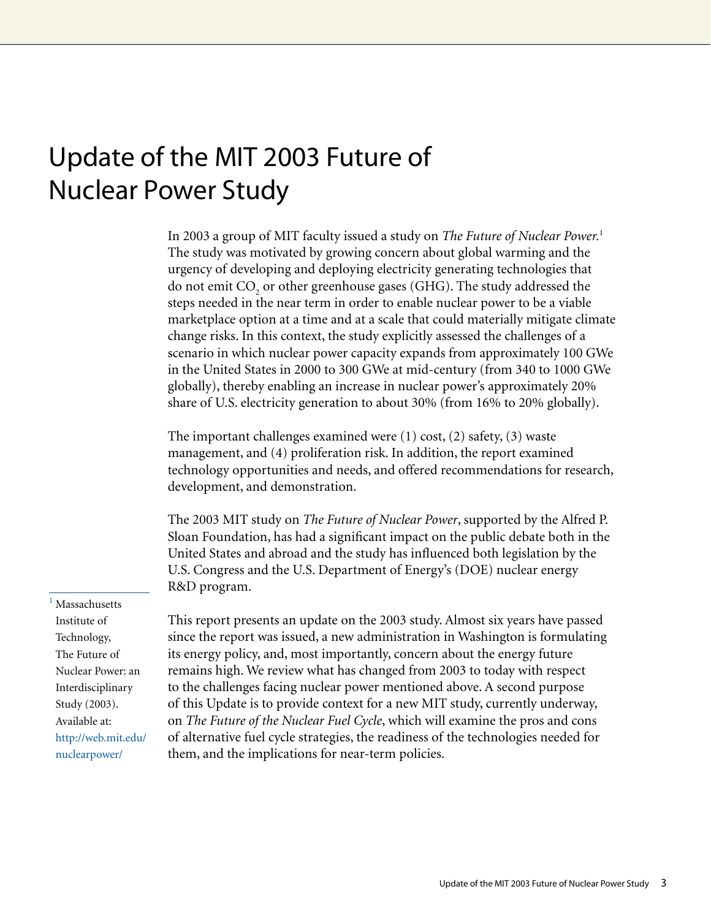# Update of the MIT 2003 Future of Nuclear Power Study

In 2003 a group of MIT faculty issued a study on *The Future of Nuclear Power.*[1] The study was motivated by growing concern about global warming and the urgency of developing and deploying electricity generating technologies that do not emit $CO_2$ or other greenhouse gases (GHG). The study addressed the steps needed in the near term in order to enable nuclear power to be a viable marketplace option at a time and at a scale that could materially mitigate climate change risks. In this context, the study explicitly assessed the challenges of a scenario in which nuclear power capacity expands from approximately 100 GWe in the United States in 2000 to 300 GWe at mid-century (from 340 to 1000 GWe globally), thereby enabling an increase in nuclear power's approximately 20% share of U.S. electricity generation to about 30% (from 16% to 20% globally).

The important challenges examined were (1) cost, (2) safety, (3) waste management, and (4) proliferation risk. In addition, the report examined technology opportunities and needs, and offered recommendations for research, development, and demonstration.

The 2003 MIT study on *The Future of Nuclear Power*, supported by the Alfred P. Sloan Foundation, has had a significant impact on the public debate both in the United States and abroad and the study has influenced both legislation by the U.S. Congress and the U.S. Department of Energy's (DOE) nuclear energy R&D program.

This report presents an update on the 2003 study. Almost six years have passed since the report was issued, a new administration in Washington is formulating its energy policy, and, most importantly, concern about the energy future remains high. We review what has changed from 2003 to today with respect to the challenges facing nuclear power mentioned above. A second purpose of this Update is to provide context for a new MIT study, currently underway, on *The Future of the Nuclear Fuel Cycle*, which will examine the pros and cons of alternative fuel cycle strategies, the readiness of the technologies needed for them, and the implications for near-term policies.

---

[1] Massachusetts Institute of Technology, The Future of Nuclear Power: an Interdisciplinary Study (2003). Available at: http://web.mit.edu/nuclearpower/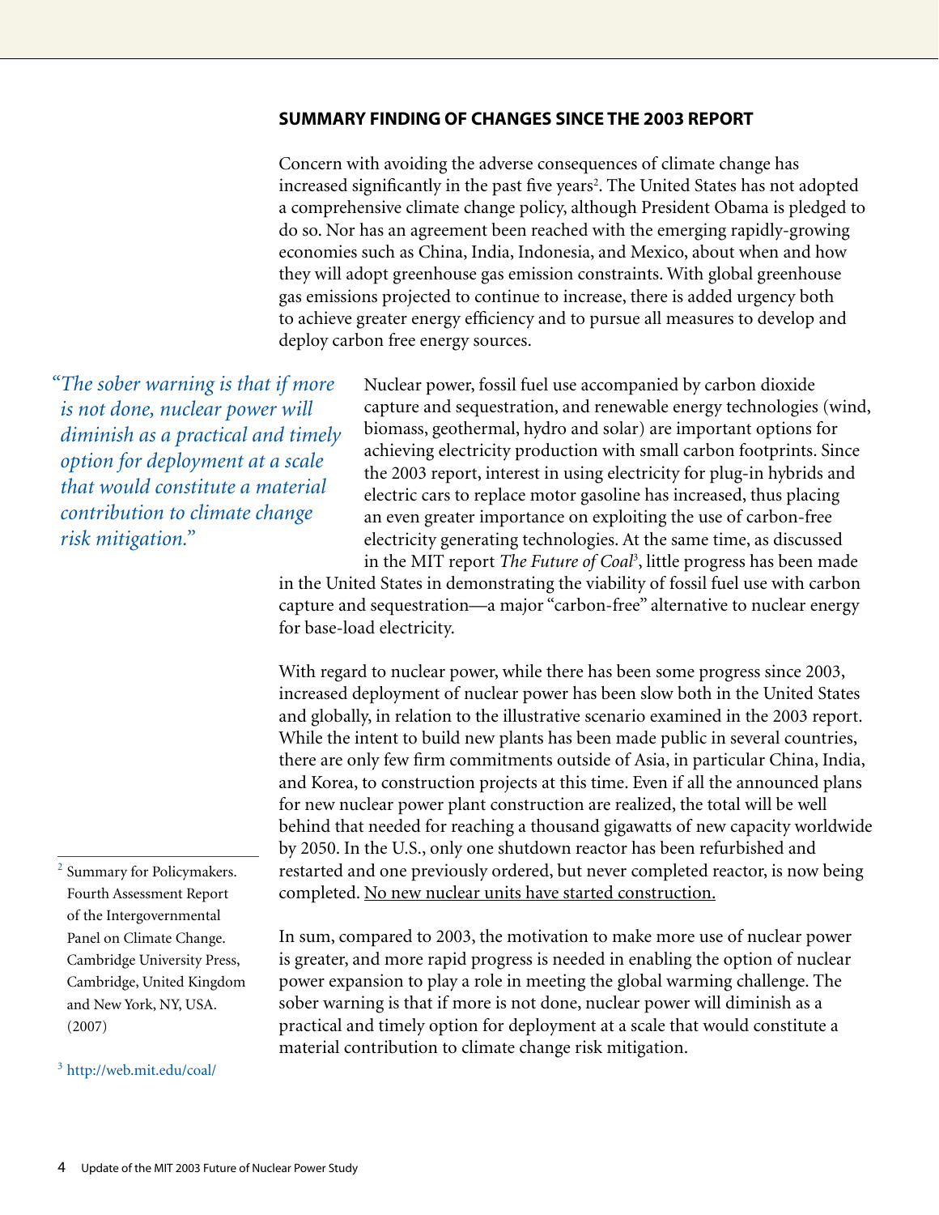## SUMMARY FINDING OF CHANGES SINCE THE 2003 REPORT

Concern with avoiding the adverse consequences of climate change has increased significantly in the past five years[2]. The United States has not adopted a comprehensive climate change policy, although President Obama is pledged to do so. Nor has an agreement been reached with the emerging rapidly-growing economies such as China, India, Indonesia, and Mexico, about when and how they will adopt greenhouse gas emission constraints. With global greenhouse gas emissions projected to continue to increase, there is added urgency both to achieve greater energy efficiency and to pursue all measures to develop and deploy carbon free energy sources.

*"The sober warning is that if more is not done, nuclear power will diminish as a practical and timely option for deployment at a scale that would constitute a material contribution to climate change risk mitigation."*

Nuclear power, fossil fuel use accompanied by carbon dioxide capture and sequestration, and renewable energy technologies (wind, biomass, geothermal, hydro and solar) are important options for achieving electricity production with small carbon footprints. Since the 2003 report, interest in using electricity for plug-in hybrids and electric cars to replace motor gasoline has increased, thus placing an even greater importance on exploiting the use of carbon-free electricity generating technologies. At the same time, as discussed in the MIT report *The Future of Coal*[3], little progress has been made in the United States in demonstrating the viability of fossil fuel use with carbon capture and sequestration—a major "carbon-free" alternative to nuclear energy for base-load electricity.

With regard to nuclear power, while there has been some progress since 2003, increased deployment of nuclear power has been slow both in the United States and globally, in relation to the illustrative scenario examined in the 2003 report. While the intent to build new plants has been made public in several countries, there are only few firm commitments outside of Asia, in particular China, India, and Korea, to construction projects at this time. Even if all the announced plans for new nuclear power plant construction are realized, the total will be well behind that needed for reaching a thousand gigawatts of new capacity worldwide by 2050. In the U.S., only one shutdown reactor has been refurbished and restarted and one previously ordered, but never completed reactor, is now being completed. <u>No new nuclear units have started construction.</u>

In sum, compared to 2003, the motivation to make more use of nuclear power is greater, and more rapid progress is needed in enabling the option of nuclear power expansion to play a role in meeting the global warming challenge. The sober warning is that if more is not done, nuclear power will diminish as a practical and timely option for deployment at a scale that would constitute a material contribution to climate change risk mitigation.

---

[2] Summary for Policymakers. Fourth Assessment Report of the Intergovernmental Panel on Climate Change. Cambridge University Press, Cambridge, United Kingdom and New York, NY, USA. (2007)

[3] http://web.mit.edu/coal/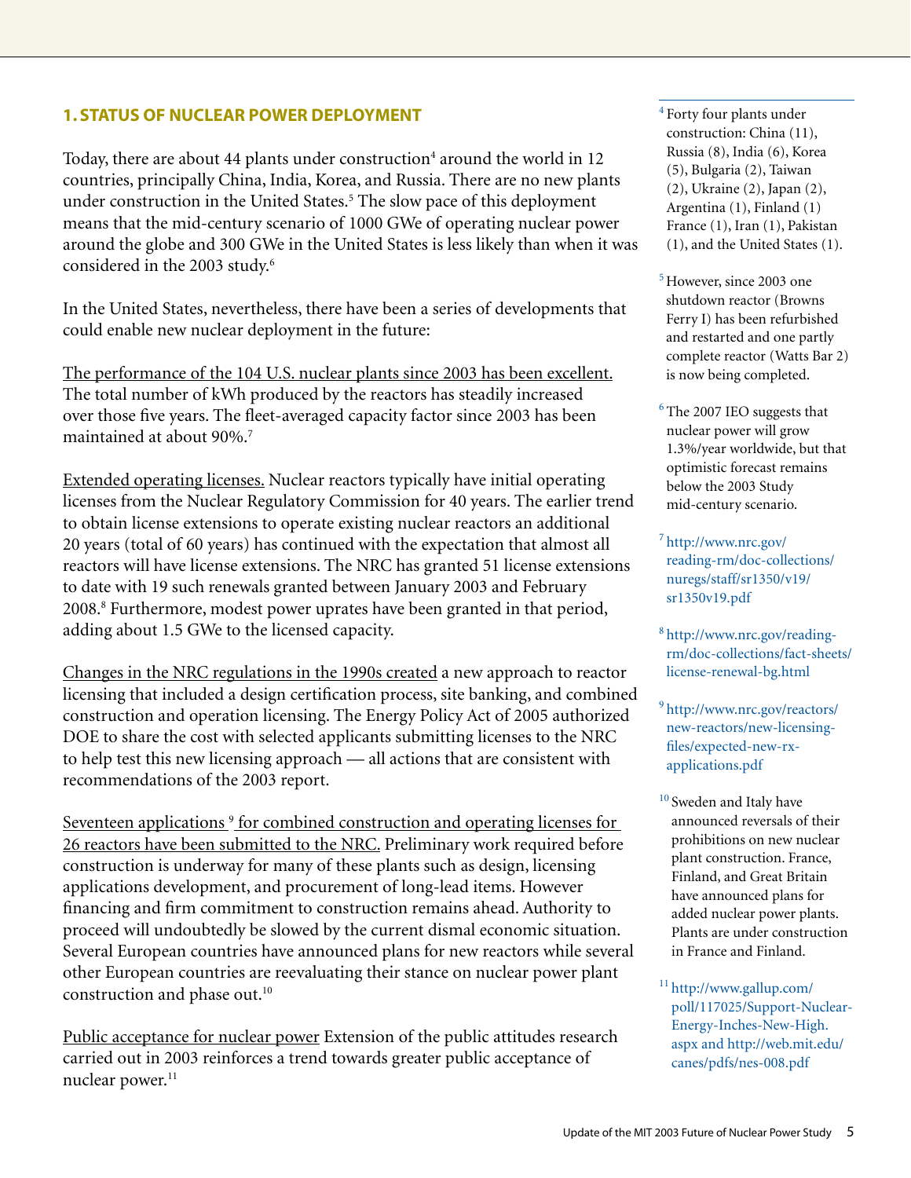## 1. STATUS OF NUCLEAR POWER DEPLOYMENT

Today, there are about 44 plants under construction[4] around the world in 12 countries, principally China, India, Korea, and Russia. There are no new plants under construction in the United States.[5] The slow pace of this deployment means that the mid-century scenario of 1000 GWe of operating nuclear power around the globe and 300 GWe in the United States is less likely than when it was considered in the 2003 study.[6]

In the United States, nevertheless, there have been a series of developments that could enable new nuclear deployment in the future:

The performance of the 104 U.S. nuclear plants since 2003 has been excellent. The total number of kWh produced by the reactors has steadily increased over those five years. The fleet-averaged capacity factor since 2003 has been maintained at about 90%.[7]

Extended operating licenses. Nuclear reactors typically have initial operating licenses from the Nuclear Regulatory Commission for 40 years. The earlier trend to obtain license extensions to operate existing nuclear reactors an additional 20 years (total of 60 years) has continued with the expectation that almost all reactors will have license extensions. The NRC has granted 51 license extensions to date with 19 such renewals granted between January 2003 and February 2008.[8] Furthermore, modest power uprates have been granted in that period, adding about 1.5 GWe to the licensed capacity.

Changes in the NRC regulations in the 1990s created a new approach to reactor licensing that included a design certification process, site banking, and combined construction and operation licensing. The Energy Policy Act of 2005 authorized DOE to share the cost with selected applicants submitting licenses to the NRC to help test this new licensing approach — all actions that are consistent with recommendations of the 2003 report.

Seventeen applications [9] for combined construction and operating licenses for 26 reactors have been submitted to the NRC. Preliminary work required before construction is underway for many of these plants such as design, licensing applications development, and procurement of long-lead items. However financing and firm commitment to construction remains ahead. Authority to proceed will undoubtedly be slowed by the current dismal economic situation. Several European countries have announced plans for new reactors while several other European countries are reevaluating their stance on nuclear power plant construction and phase out.[10]

Public acceptance for nuclear power Extension of the public attitudes research carried out in 2003 reinforces a trend towards greater public acceptance of nuclear power.[11]

---

[4] Forty four plants under construction: China (11), Russia (8), India (6), Korea (5), Bulgaria (2), Taiwan (2), Ukraine (2), Japan (2), Argentina (1), Finland (1) France (1), Iran (1), Pakistan (1), and the United States (1).

[5] However, since 2003 one shutdown reactor (Browns Ferry I) has been refurbished and restarted and one partly complete reactor (Watts Bar 2) is now being completed.

[6] The 2007 IEO suggests that nuclear power will grow 1.3%/year worldwide, but that optimistic forecast remains below the 2003 Study mid-century scenario.

[7] http://www.nrc.gov/reading-rm/doc-collections/nuregs/staff/sr1350/v19/sr1350v19.pdf

[8] http://www.nrc.gov/reading-rm/doc-collections/fact-sheets/license-renewal-bg.html

[9] http://www.nrc.gov/reactors/new-reactors/new-licensing-files/expected-new-rx-applications.pdf

[10] Sweden and Italy have announced reversals of their prohibitions on new nuclear plant construction. France, Finland, and Great Britain have announced plans for added nuclear power plants. Plants are under construction in France and Finland.

[11] http://www.gallup.com/poll/117025/Support-Nuclear-Energy-Inches-New-High.aspx and http://web.mit.edu/canes/pdfs/nes-008.pdf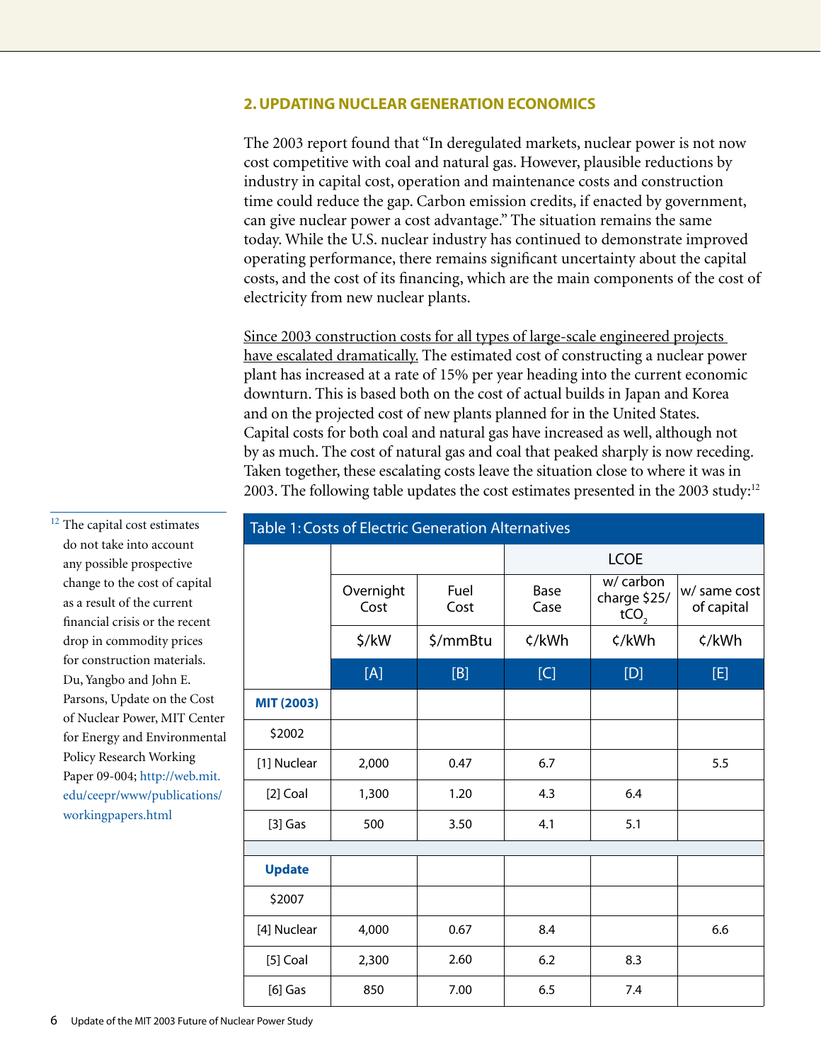## 2. UPDATING NUCLEAR GENERATION ECONOMICS

The 2003 report found that "In deregulated markets, nuclear power is not now cost competitive with coal and natural gas. However, plausible reductions by industry in capital cost, operation and maintenance costs and construction time could reduce the gap. Carbon emission credits, if enacted by government, can give nuclear power a cost advantage." The situation remains the same today. While the U.S. nuclear industry has continued to demonstrate improved operating performance, there remains significant uncertainty about the capital costs, and the cost of its financing, which are the main components of the cost of electricity from new nuclear plants.

Since 2003 construction costs for all types of large-scale engineered projects have escalated dramatically. The estimated cost of constructing a nuclear power plant has increased at a rate of 15% per year heading into the current economic downturn. This is based both on the cost of actual builds in Japan and Korea and on the projected cost of new plants planned for in the United States. Capital costs for both coal and natural gas have increased as well, although not by as much. The cost of natural gas and coal that peaked sharply is now receding. Taken together, these escalating costs leave the situation close to where it was in 2003. The following table updates the cost estimates presented in the 2003 study:[12]

[12] The capital cost estimates do not take into account any possible prospective change to the cost of capital as a result of the current financial crisis or the recent drop in commodity prices for construction materials. Du, Yangbo and John E. Parsons, Update on the Cost of Nuclear Power, MIT Center for Energy and Environmental Policy Research Working Paper 09-004; http://web.mit.edu/ceepr/www/publications/workingpapers.html

**Table 1: Costs of Electric Generation Alternatives**

| | | | LCOE | | |
|---|---|---|---|---|---|
| | Overnight Cost | Fuel Cost | Base Case | w/ carbon charge \$25/ $tCO_2$ | w/ same cost of capital |
| | \$/kW | \$/mmBtu | ¢/kWh | ¢/kWh | ¢/kWh |
| | [A] | [B] | [C] | [D] | [E] |
| **MIT (2003)** | | | | | |
| \$2002 | | | | | |
| [1] Nuclear | 2,000 | 0.47 | 6.7 | | 5.5 |
| [2] Coal | 1,300 | 1.20 | 4.3 | 6.4 | |
| [3] Gas | 500 | 3.50 | 4.1 | 5.1 | |
| | | | | | |
| **Update** | | | | | |
| \$2007 | | | | | |
| [4] Nuclear | 4,000 | 0.67 | 8.4 | | 6.6 |
| [5] Coal | 2,300 | 2.60 | 6.2 | 8.3 | |
| [6] Gas | 850 | 7.00 | 6.5 | 7.4 | |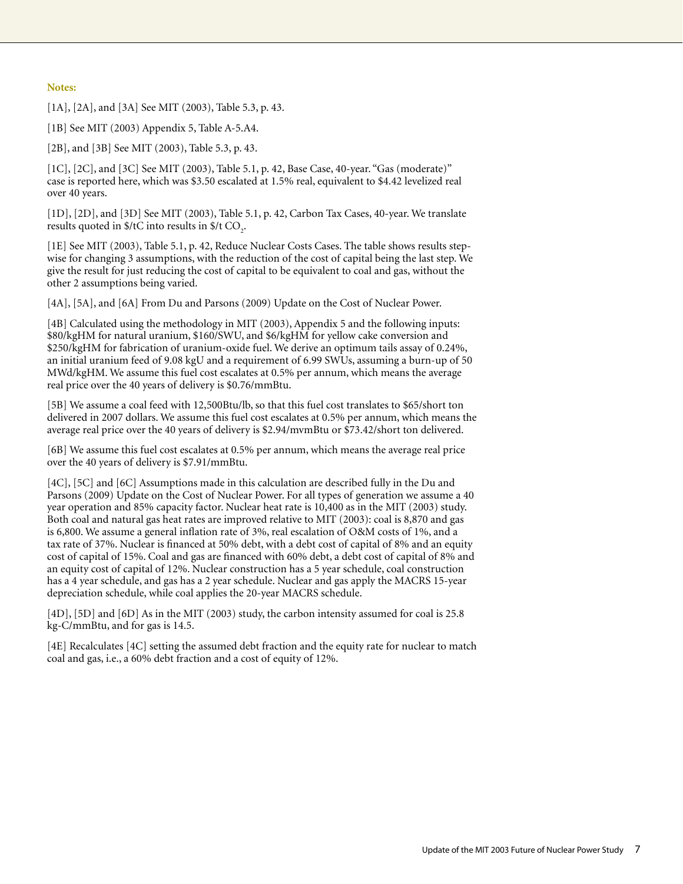**Notes:**

[1A], [2A], and [3A] See MIT (2003), Table 5.3, p. 43.

[1B] See MIT (2003) Appendix 5, Table A-5.A4.

[2B], and [3B] See MIT (2003), Table 5.3, p. 43.

[1C], [2C], and [3C] See MIT (2003), Table 5.1, p. 42, Base Case, 40-year. "Gas (moderate)" case is reported here, which was \$3.50 escalated at 1.5% real, equivalent to \$4.42 levelized real over 40 years.

[1D], [2D], and [3D] See MIT (2003), Table 5.1, p. 42, Carbon Tax Cases, 40-year. We translate results quoted in \$/tC into results in \$/t $CO_2$.

[1E] See MIT (2003), Table 5.1, p. 42, Reduce Nuclear Costs Cases. The table shows results stepwise for changing 3 assumptions, with the reduction of the cost of capital being the last step. We give the result for just reducing the cost of capital to be equivalent to coal and gas, without the other 2 assumptions being varied.

[4A], [5A], and [6A] From Du and Parsons (2009) Update on the Cost of Nuclear Power.

[4B] Calculated using the methodology in MIT (2003), Appendix 5 and the following inputs: \$80/kgHM for natural uranium, \$160/SWU, and \$6/kgHM for yellow cake conversion and \$250/kgHM for fabrication of uranium-oxide fuel. We derive an optimum tails assay of 0.24%, an initial uranium feed of 9.08 kgU and a requirement of 6.99 SWUs, assuming a burn-up of 50 MWd/kgHM. We assume this fuel cost escalates at 0.5% per annum, which means the average real price over the 40 years of delivery is \$0.76/mmBtu.

[5B] We assume a coal feed with 12,500Btu/lb, so that this fuel cost translates to \$65/short ton delivered in 2007 dollars. We assume this fuel cost escalates at 0.5% per annum, which means the average real price over the 40 years of delivery is \$2.94/mvmBtu or \$73.42/short ton delivered.

[6B] We assume this fuel cost escalates at 0.5% per annum, which means the average real price over the 40 years of delivery is \$7.91/mmBtu.

[4C], [5C] and [6C] Assumptions made in this calculation are described fully in the Du and Parsons (2009) Update on the Cost of Nuclear Power. For all types of generation we assume a 40 year operation and 85% capacity factor. Nuclear heat rate is 10,400 as in the MIT (2003) study. Both coal and natural gas heat rates are improved relative to MIT (2003): coal is 8,870 and gas is 6,800. We assume a general inflation rate of 3%, real escalation of O&M costs of 1%, and a tax rate of 37%. Nuclear is financed at 50% debt, with a debt cost of capital of 8% and an equity cost of capital of 15%. Coal and gas are financed with 60% debt, a debt cost of capital of 8% and an equity cost of capital of 12%. Nuclear construction has a 5 year schedule, coal construction has a 4 year schedule, and gas has a 2 year schedule. Nuclear and gas apply the MACRS 15-year depreciation schedule, while coal applies the 20-year MACRS schedule.

[4D], [5D] and [6D] As in the MIT (2003) study, the carbon intensity assumed for coal is 25.8 kg-C/mmBtu, and for gas is 14.5.

[4E] Recalculates [4C] setting the assumed debt fraction and the equity rate for nuclear to match coal and gas, i.e., a 60% debt fraction and a cost of equity of 12%.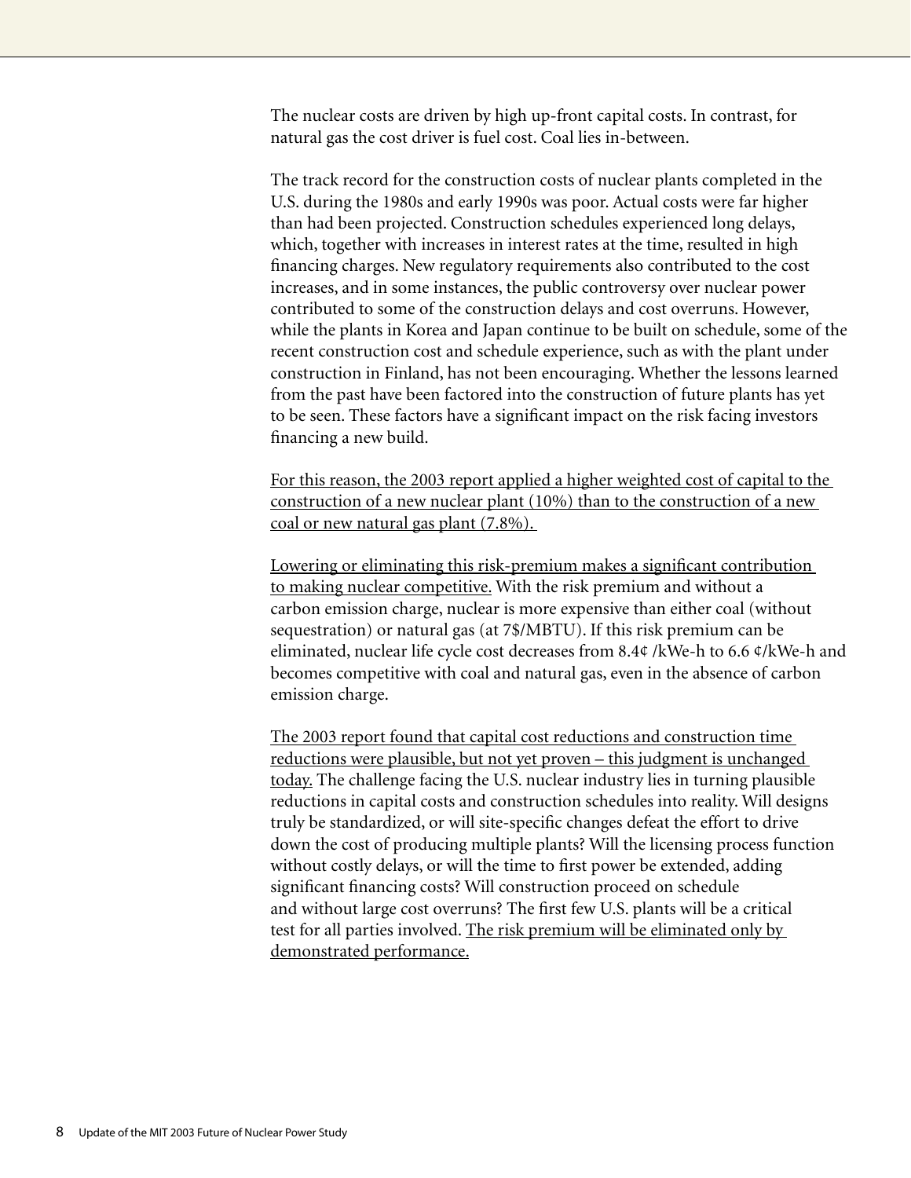The nuclear costs are driven by high up-front capital costs. In contrast, for natural gas the cost driver is fuel cost. Coal lies in-between.

The track record for the construction costs of nuclear plants completed in the U.S. during the 1980s and early 1990s was poor. Actual costs were far higher than had been projected. Construction schedules experienced long delays, which, together with increases in interest rates at the time, resulted in high financing charges. New regulatory requirements also contributed to the cost increases, and in some instances, the public controversy over nuclear power contributed to some of the construction delays and cost overruns. However, while the plants in Korea and Japan continue to be built on schedule, some of the recent construction cost and schedule experience, such as with the plant under construction in Finland, has not been encouraging. Whether the lessons learned from the past have been factored into the construction of future plants has yet to be seen. These factors have a significant impact on the risk facing investors financing a new build.

<u>For this reason, the 2003 report applied a higher weighted cost of capital to the construction of a new nuclear plant (10%) than to the construction of a new coal or new natural gas plant (7.8%).</u>

<u>Lowering or eliminating this risk-premium makes a significant contribution to making nuclear competitive.</u> With the risk premium and without a carbon emission charge, nuclear is more expensive than either coal (without sequestration) or natural gas (at 7$/MBTU). If this risk premium can be eliminated, nuclear life cycle cost decreases from 8.4¢ /kWe-h to 6.6 ¢/kWe-h and becomes competitive with coal and natural gas, even in the absence of carbon emission charge.

<u>The 2003 report found that capital cost reductions and construction time reductions were plausible, but not yet proven – this judgment is unchanged today.</u> The challenge facing the U.S. nuclear industry lies in turning plausible reductions in capital costs and construction schedules into reality. Will designs truly be standardized, or will site-specific changes defeat the effort to drive down the cost of producing multiple plants? Will the licensing process function without costly delays, or will the time to first power be extended, adding significant financing costs? Will construction proceed on schedule and without large cost overruns? The first few U.S. plants will be a critical test for all parties involved. <u>The risk premium will be eliminated only by demonstrated performance.</u>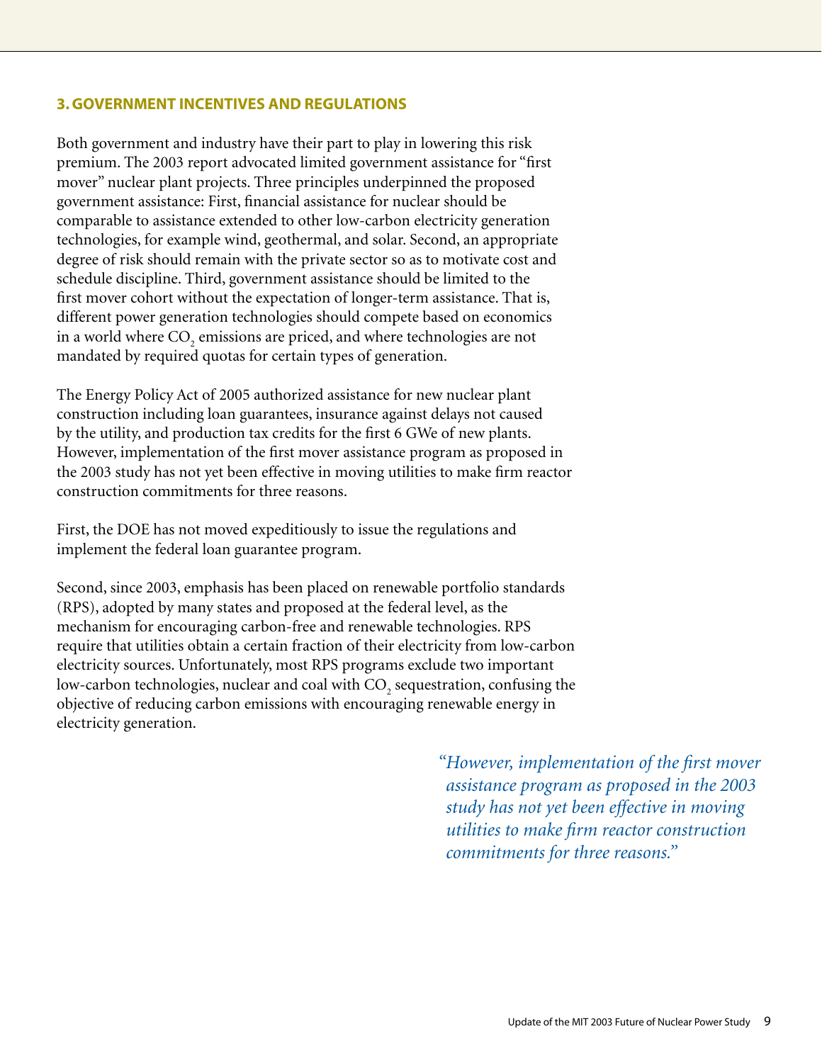### 3. GOVERNMENT INCENTIVES AND REGULATIONS

Both government and industry have their part to play in lowering this risk premium. The 2003 report advocated limited government assistance for "first mover" nuclear plant projects. Three principles underpinned the proposed government assistance: First, financial assistance for nuclear should be comparable to assistance extended to other low-carbon electricity generation technologies, for example wind, geothermal, and solar. Second, an appropriate degree of risk should remain with the private sector so as to motivate cost and schedule discipline. Third, government assistance should be limited to the first mover cohort without the expectation of longer-term assistance. That is, different power generation technologies should compete based on economics in a world where $CO_2$ emissions are priced, and where technologies are not mandated by required quotas for certain types of generation.

The Energy Policy Act of 2005 authorized assistance for new nuclear plant construction including loan guarantees, insurance against delays not caused by the utility, and production tax credits for the first 6 GWe of new plants. However, implementation of the first mover assistance program as proposed in the 2003 study has not yet been effective in moving utilities to make firm reactor construction commitments for three reasons.

First, the DOE has not moved expeditiously to issue the regulations and implement the federal loan guarantee program.

Second, since 2003, emphasis has been placed on renewable portfolio standards (RPS), adopted by many states and proposed at the federal level, as the mechanism for encouraging carbon-free and renewable technologies. RPS require that utilities obtain a certain fraction of their electricity from low-carbon electricity sources. Unfortunately, most RPS programs exclude two important low-carbon technologies, nuclear and coal with $CO_2$ sequestration, confusing the objective of reducing carbon emissions with encouraging renewable energy in electricity generation.

*"However, implementation of the first mover assistance program as proposed in the 2003 study has not yet been effective in moving utilities to make firm reactor construction commitments for three reasons."*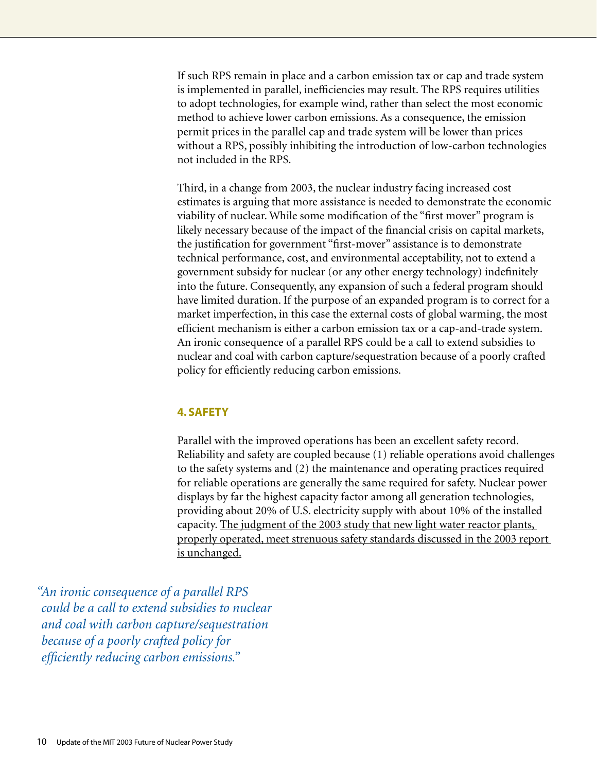If such RPS remain in place and a carbon emission tax or cap and trade system is implemented in parallel, inefficiencies may result. The RPS requires utilities to adopt technologies, for example wind, rather than select the most economic method to achieve lower carbon emissions. As a consequence, the emission permit prices in the parallel cap and trade system will be lower than prices without a RPS, possibly inhibiting the introduction of low-carbon technologies not included in the RPS.

Third, in a change from 2003, the nuclear industry facing increased cost estimates is arguing that more assistance is needed to demonstrate the economic viability of nuclear. While some modification of the "first mover" program is likely necessary because of the impact of the financial crisis on capital markets, the justification for government "first-mover" assistance is to demonstrate technical performance, cost, and environmental acceptability, not to extend a government subsidy for nuclear (or any other energy technology) indefinitely into the future. Consequently, any expansion of such a federal program should have limited duration. If the purpose of an expanded program is to correct for a market imperfection, in this case the external costs of global warming, the most efficient mechanism is either a carbon emission tax or a cap-and-trade system. An ironic consequence of a parallel RPS could be a call to extend subsidies to nuclear and coal with carbon capture/sequestration because of a poorly crafted policy for efficiently reducing carbon emissions.

## 4. SAFETY

Parallel with the improved operations has been an excellent safety record. Reliability and safety are coupled because (1) reliable operations avoid challenges to the safety systems and (2) the maintenance and operating practices required for reliable operations are generally the same required for safety. Nuclear power displays by far the highest capacity factor among all generation technologies, providing about 20% of U.S. electricity supply with about 10% of the installed capacity. The judgment of the 2003 study that new light water reactor plants, properly operated, meet strenuous safety standards discussed in the 2003 report is unchanged.

*"An ironic consequence of a parallel RPS could be a call to extend subsidies to nuclear and coal with carbon capture/sequestration because of a poorly crafted policy for efficiently reducing carbon emissions."*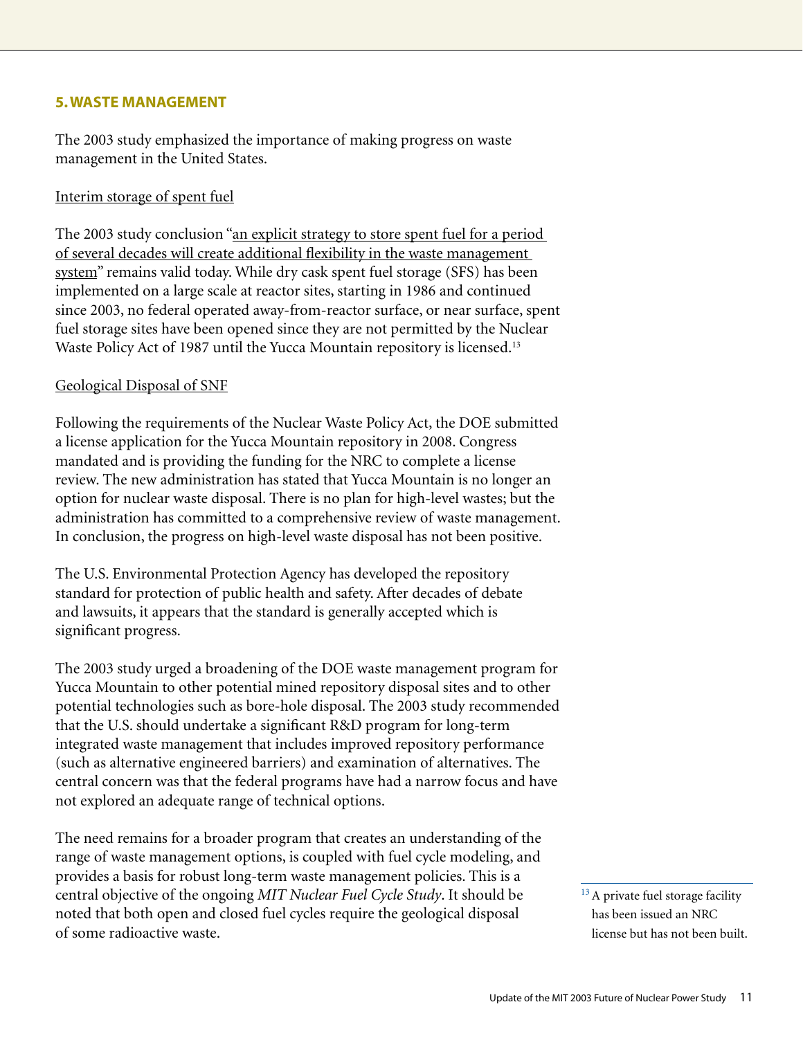## 5. WASTE MANAGEMENT

The 2003 study emphasized the importance of making progress on waste management in the United States.

Interim storage of spent fuel

The 2003 study conclusion "an explicit strategy to store spent fuel for a period of several decades will create additional flexibility in the waste management system" remains valid today. While dry cask spent fuel storage (SFS) has been implemented on a large scale at reactor sites, starting in 1986 and continued since 2003, no federal operated away-from-reactor surface, or near surface, spent fuel storage sites have been opened since they are not permitted by the Nuclear Waste Policy Act of 1987 until the Yucca Mountain repository is licensed.[13]

Geological Disposal of SNF

Following the requirements of the Nuclear Waste Policy Act, the DOE submitted a license application for the Yucca Mountain repository in 2008. Congress mandated and is providing the funding for the NRC to complete a license review. The new administration has stated that Yucca Mountain is no longer an option for nuclear waste disposal. There is no plan for high-level wastes; but the administration has committed to a comprehensive review of waste management. In conclusion, the progress on high-level waste disposal has not been positive.

The U.S. Environmental Protection Agency has developed the repository standard for protection of public health and safety. After decades of debate and lawsuits, it appears that the standard is generally accepted which is significant progress.

The 2003 study urged a broadening of the DOE waste management program for Yucca Mountain to other potential mined repository disposal sites and to other potential technologies such as bore-hole disposal. The 2003 study recommended that the U.S. should undertake a significant R&D program for long-term integrated waste management that includes improved repository performance (such as alternative engineered barriers) and examination of alternatives. The central concern was that the federal programs have had a narrow focus and have not explored an adequate range of technical options.

The need remains for a broader program that creates an understanding of the range of waste management options, is coupled with fuel cycle modeling, and provides a basis for robust long-term waste management policies. This is a central objective of the ongoing *MIT Nuclear Fuel Cycle Study*. It should be noted that both open and closed fuel cycles require the geological disposal of some radioactive waste.

[13] A private fuel storage facility has been issued an NRC license but has not been built.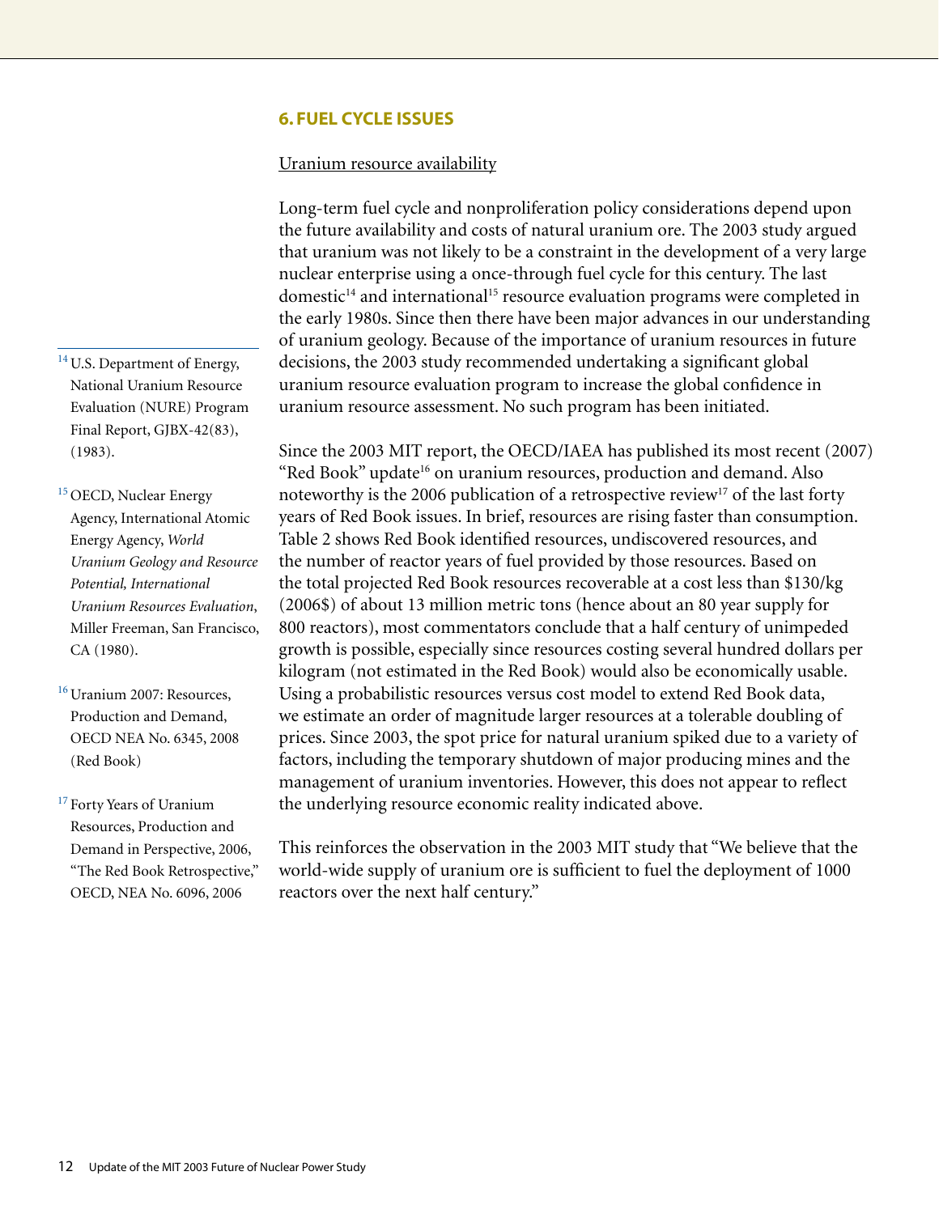## 6. FUEL CYCLE ISSUES

Uranium resource availability

Long-term fuel cycle and nonproliferation policy considerations depend upon the future availability and costs of natural uranium ore. The 2003 study argued that uranium was not likely to be a constraint in the development of a very large nuclear enterprise using a once-through fuel cycle for this century. The last domestic[14] and international[15] resource evaluation programs were completed in the early 1980s. Since then there have been major advances in our understanding of uranium geology. Because of the importance of uranium resources in future decisions, the 2003 study recommended undertaking a significant global uranium resource evaluation program to increase the global confidence in uranium resource assessment. No such program has been initiated.

Since the 2003 MIT report, the OECD/IAEA has published its most recent (2007) "Red Book" update[16] on uranium resources, production and demand. Also noteworthy is the 2006 publication of a retrospective review[17] of the last forty years of Red Book issues. In brief, resources are rising faster than consumption. Table 2 shows Red Book identified resources, undiscovered resources, and the number of reactor years of fuel provided by those resources. Based on the total projected Red Book resources recoverable at a cost less than $130/kg (2006$) of about 13 million metric tons (hence about an 80 year supply for 800 reactors), most commentators conclude that a half century of unimpeded growth is possible, especially since resources costing several hundred dollars per kilogram (not estimated in the Red Book) would also be economically usable. Using a probabilistic resources versus cost model to extend Red Book data, we estimate an order of magnitude larger resources at a tolerable doubling of prices. Since 2003, the spot price for natural uranium spiked due to a variety of factors, including the temporary shutdown of major producing mines and the management of uranium inventories. However, this does not appear to reflect the underlying resource economic reality indicated above.

This reinforces the observation in the 2003 MIT study that "We believe that the world-wide supply of uranium ore is sufficient to fuel the deployment of 1000 reactors over the next half century."

---

[14] U.S. Department of Energy, National Uranium Resource Evaluation (NURE) Program Final Report, GJBX-42(83), (1983).

[15] OECD, Nuclear Energy Agency, International Atomic Energy Agency, *World Uranium Geology and Resource Potential, International Uranium Resources Evaluation*, Miller Freeman, San Francisco, CA (1980).

[16] Uranium 2007: Resources, Production and Demand, OECD NEA No. 6345, 2008 (Red Book)

[17] Forty Years of Uranium Resources, Production and Demand in Perspective, 2006, "The Red Book Retrospective," OECD, NEA No. 6096, 2006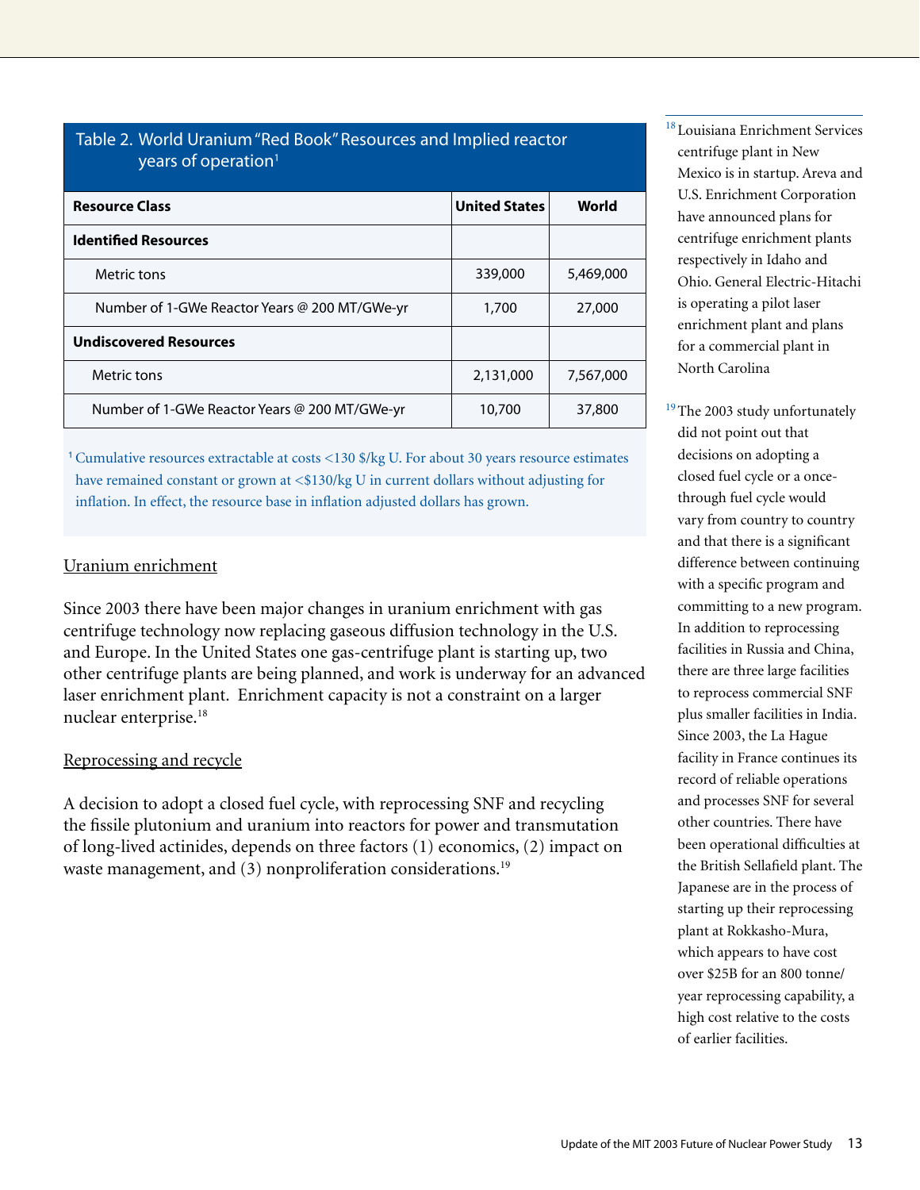Table 2. World Uranium "Red Book" Resources and Implied reactor years of operation[1]

| Resource Class | United States | World |
|---|---|---|
| **Identified Resources** | | |
| Metric tons | 339,000 | 5,469,000 |
| Number of 1-GWe Reactor Years @ 200 MT/GWe-yr | 1,700 | 27,000 |
| **Undiscovered Resources** | | |
| Metric tons | 2,131,000 | 7,567,000 |
| Number of 1-GWe Reactor Years @ 200 MT/GWe-yr | 10,700 | 37,800 |

[1] Cumulative resources extractable at costs <130 $/kg U. For about 30 years resource estimates have remained constant or grown at <$130/kg U in current dollars without adjusting for inflation. In effect, the resource base in inflation adjusted dollars has grown.

### Uranium enrichment

Since 2003 there have been major changes in uranium enrichment with gas centrifuge technology now replacing gaseous diffusion technology in the U.S. and Europe. In the United States one gas-centrifuge plant is starting up, two other centrifuge plants are being planned, and work is underway for an advanced laser enrichment plant. Enrichment capacity is not a constraint on a larger nuclear enterprise.[18]

### Reprocessing and recycle

A decision to adopt a closed fuel cycle, with reprocessing SNF and recycling the fissile plutonium and uranium into reactors for power and transmutation of long-lived actinides, depends on three factors (1) economics, (2) impact on waste management, and (3) nonproliferation considerations.[19]

[18] Louisiana Enrichment Services centrifuge plant in New Mexico is in startup. Areva and U.S. Enrichment Corporation have announced plans for centrifuge enrichment plants respectively in Idaho and Ohio. General Electric-Hitachi is operating a pilot laser enrichment plant and plans for a commercial plant in North Carolina

[19] The 2003 study unfortunately did not point out that decisions on adopting a closed fuel cycle or a once-through fuel cycle would vary from country to country and that there is a significant difference between continuing with a specific program and committing to a new program. In addition to reprocessing facilities in Russia and China, there are three large facilities to reprocess commercial SNF plus smaller facilities in India. Since 2003, the La Hague facility in France continues its record of reliable operations and processes SNF for several other countries. There have been operational difficulties at the British Sellafield plant. The Japanese are in the process of starting up their reprocessing plant at Rokkasho-Mura, which appears to have cost over $25B for an 800 tonne/year reprocessing capability, a high cost relative to the costs of earlier facilities.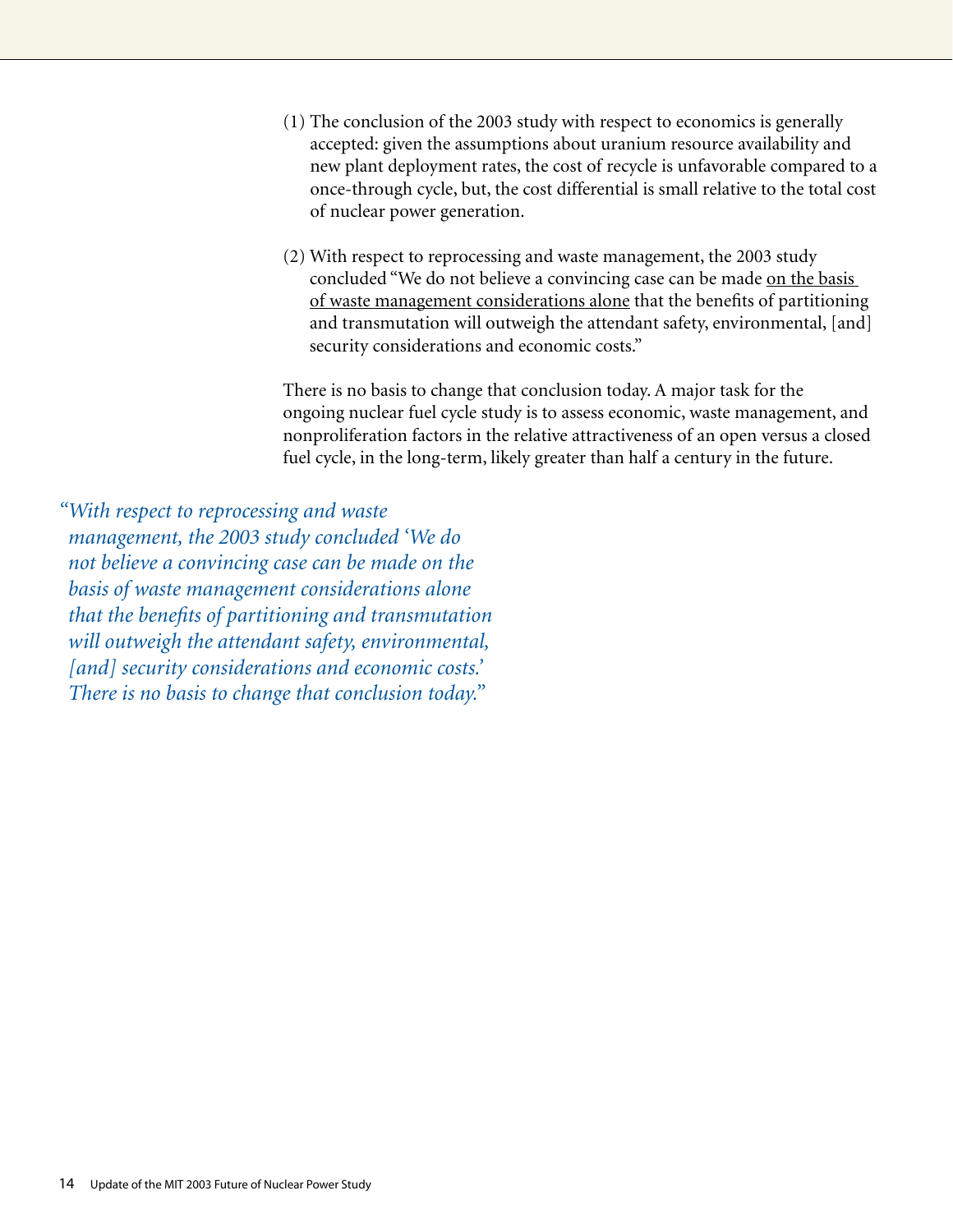(1) The conclusion of the 2003 study with respect to economics is generally accepted: given the assumptions about uranium resource availability and new plant deployment rates, the cost of recycle is unfavorable compared to a once-through cycle, but, the cost differential is small relative to the total cost of nuclear power generation.

(2) With respect to reprocessing and waste management, the 2003 study concluded "We do not believe a convincing case can be made <u>on the basis of waste management considerations alone</u> that the benefits of partitioning and transmutation will outweigh the attendant safety, environmental, [and] security considerations and economic costs."

There is no basis to change that conclusion today. A major task for the ongoing nuclear fuel cycle study is to assess economic, waste management, and nonproliferation factors in the relative attractiveness of an open versus a closed fuel cycle, in the long-term, likely greater than half a century in the future.

*"With respect to reprocessing and waste management, the 2003 study concluded 'We do not believe a convincing case can be made on the basis of waste management considerations alone that the benefits of partitioning and transmutation will outweigh the attendant safety, environmental, [and] security considerations and economic costs.' There is no basis to change that conclusion today."*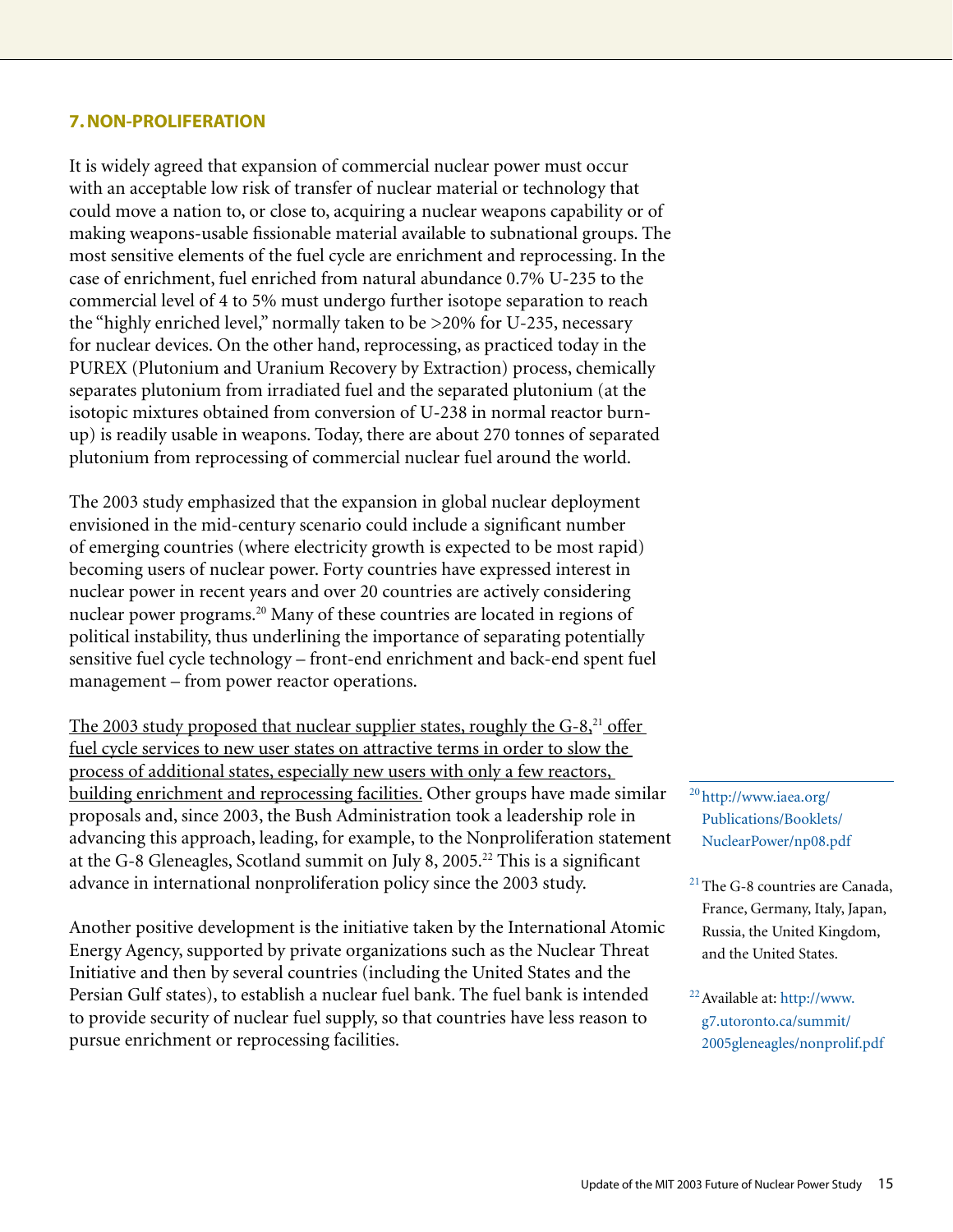### 7. NON-PROLIFERATION

It is widely agreed that expansion of commercial nuclear power must occur with an acceptable low risk of transfer of nuclear material or technology that could move a nation to, or close to, acquiring a nuclear weapons capability or of making weapons-usable fissionable material available to subnational groups. The most sensitive elements of the fuel cycle are enrichment and reprocessing. In the case of enrichment, fuel enriched from natural abundance 0.7% U-235 to the commercial level of 4 to 5% must undergo further isotope separation to reach the "highly enriched level," normally taken to be >20% for U-235, necessary for nuclear devices. On the other hand, reprocessing, as practiced today in the PUREX (Plutonium and Uranium Recovery by Extraction) process, chemically separates plutonium from irradiated fuel and the separated plutonium (at the isotopic mixtures obtained from conversion of U-238 in normal reactor burn-up) is readily usable in weapons. Today, there are about 270 tonnes of separated plutonium from reprocessing of commercial nuclear fuel around the world.

The 2003 study emphasized that the expansion in global nuclear deployment envisioned in the mid-century scenario could include a significant number of emerging countries (where electricity growth is expected to be most rapid) becoming users of nuclear power. Forty countries have expressed interest in nuclear power in recent years and over 20 countries are actively considering nuclear power programs.[20] Many of these countries are located in regions of political instability, thus underlining the importance of separating potentially sensitive fuel cycle technology – front-end enrichment and back-end spent fuel management – from power reactor operations.

<u>The 2003 study proposed that nuclear supplier states, roughly the G-8,[21] offer fuel cycle services to new user states on attractive terms in order to slow the process of additional states, especially new users with only a few reactors, building enrichment and reprocessing facilities.</u> Other groups have made similar proposals and, since 2003, the Bush Administration took a leadership role in advancing this approach, leading, for example, to the Nonproliferation statement at the G-8 Gleneagles, Scotland summit on July 8, 2005.[22] This is a significant advance in international nonproliferation policy since the 2003 study.

Another positive development is the initiative taken by the International Atomic Energy Agency, supported by private organizations such as the Nuclear Threat Initiative and then by several countries (including the United States and the Persian Gulf states), to establish a nuclear fuel bank. The fuel bank is intended to provide security of nuclear fuel supply, so that countries have less reason to pursue enrichment or reprocessing facilities.

---

[20] http://www.iaea.org/Publications/Booklets/NuclearPower/np08.pdf

[21] The G-8 countries are Canada, France, Germany, Italy, Japan, Russia, the United Kingdom, and the United States.

[22] Available at: http://www.g7.utoronto.ca/summit/2005gleneagles/nonprolif.pdf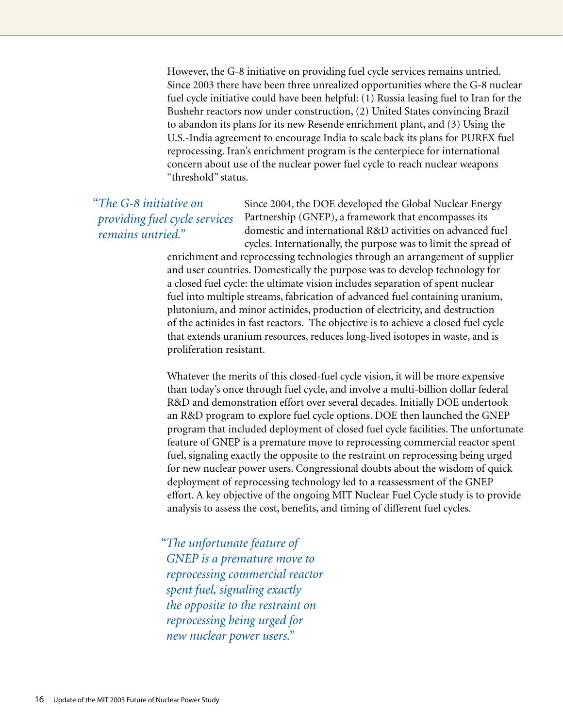However, the G-8 initiative on providing fuel cycle services remains untried. Since 2003 there have been three unrealized opportunities where the G-8 nuclear fuel cycle initiative could have been helpful: (1) Russia leasing fuel to Iran for the Bushehr reactors now under construction, (2) United States convincing Brazil to abandon its plans for its new Resende enrichment plant, and (3) Using the U.S.-India agreement to encourage India to scale back its plans for PUREX fuel reprocessing. Iran's enrichment program is the centerpiece for international concern about use of the nuclear power fuel cycle to reach nuclear weapons "threshold" status.

*"The G-8 initiative on providing fuel cycle services remains untried."*

Since 2004, the DOE developed the Global Nuclear Energy Partnership (GNEP), a framework that encompasses its domestic and international R&D activities on advanced fuel cycles. Internationally, the purpose was to limit the spread of enrichment and reprocessing technologies through an arrangement of supplier and user countries. Domestically the purpose was to develop technology for a closed fuel cycle: the ultimate vision includes separation of spent nuclear fuel into multiple streams, fabrication of advanced fuel containing uranium, plutonium, and minor actinides, production of electricity, and destruction of the actinides in fast reactors. The objective is to achieve a closed fuel cycle that extends uranium resources, reduces long-lived isotopes in waste, and is proliferation resistant.

Whatever the merits of this closed-fuel cycle vision, it will be more expensive than today's once through fuel cycle, and involve a multi-billion dollar federal R&D and demonstration effort over several decades. Initially DOE undertook an R&D program to explore fuel cycle options. DOE then launched the GNEP program that included deployment of closed fuel cycle facilities. The unfortunate feature of GNEP is a premature move to reprocessing commercial reactor spent fuel, signaling exactly the opposite to the restraint on reprocessing being urged for new nuclear power users. Congressional doubts about the wisdom of quick deployment of reprocessing technology led to a reassessment of the GNEP effort. A key objective of the ongoing MIT Nuclear Fuel Cycle study is to provide analysis to assess the cost, benefits, and timing of different fuel cycles.

*"The unfortunate feature of GNEP is a premature move to reprocessing commercial reactor spent fuel, signaling exactly the opposite to the restraint on reprocessing being urged for new nuclear power users."*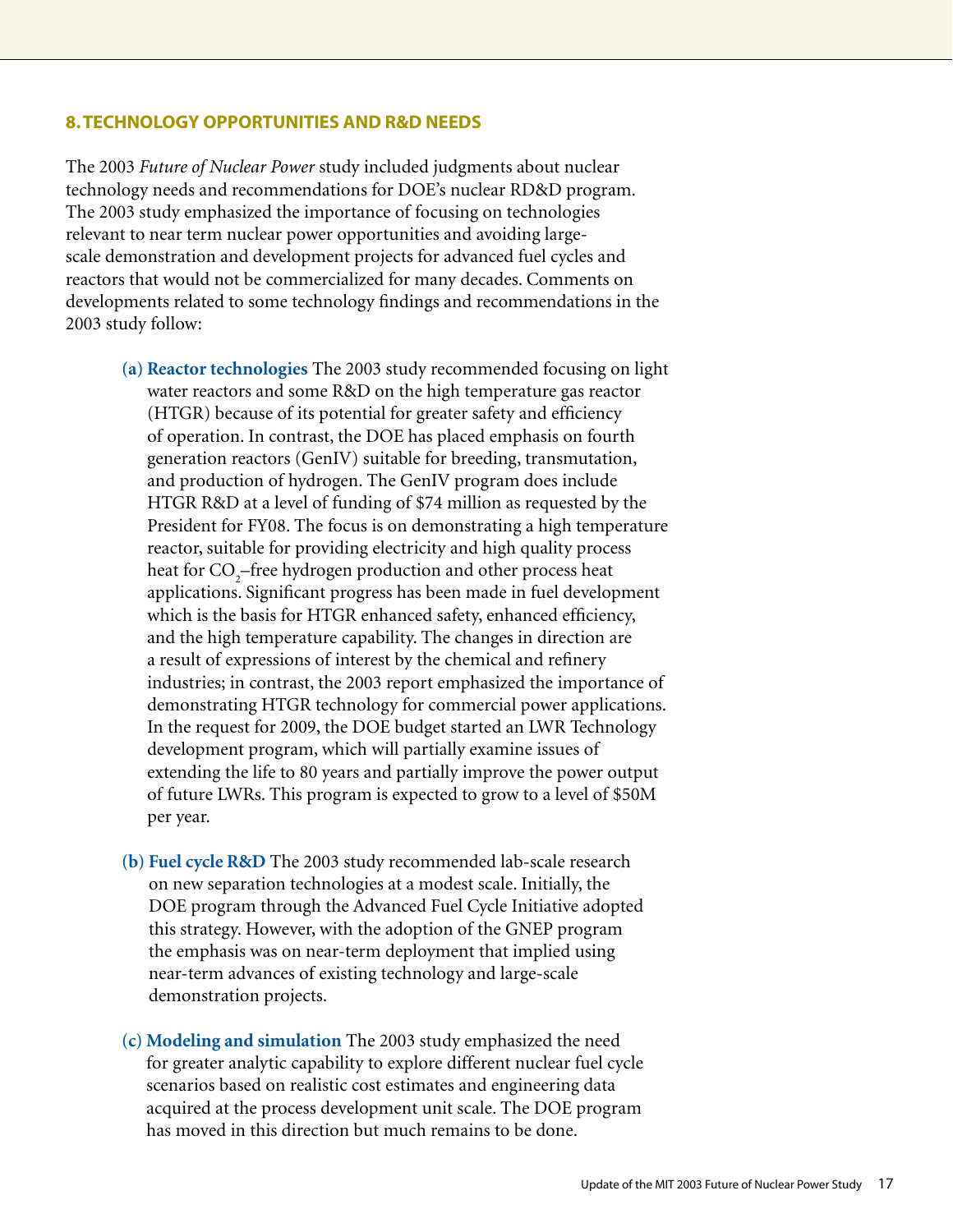## 8. TECHNOLOGY OPPORTUNITIES AND R&D NEEDS

The 2003 *Future of Nuclear Power* study included judgments about nuclear technology needs and recommendations for DOE's nuclear RD&D program. The 2003 study emphasized the importance of focusing on technologies relevant to near term nuclear power opportunities and avoiding large-scale demonstration and development projects for advanced fuel cycles and reactors that would not be commercialized for many decades. Comments on developments related to some technology findings and recommendations in the 2003 study follow:

**(a) Reactor technologies** The 2003 study recommended focusing on light water reactors and some R&D on the high temperature gas reactor (HTGR) because of its potential for greater safety and efficiency of operation. In contrast, the DOE has placed emphasis on fourth generation reactors (GenIV) suitable for breeding, transmutation, and production of hydrogen. The GenIV program does include HTGR R&D at a level of funding of \$74 million as requested by the President for FY08. The focus is on demonstrating a high temperature reactor, suitable for providing electricity and high quality process heat for $CO_2$–free hydrogen production and other process heat applications. Significant progress has been made in fuel development which is the basis for HTGR enhanced safety, enhanced efficiency, and the high temperature capability. The changes in direction are a result of expressions of interest by the chemical and refinery industries; in contrast, the 2003 report emphasized the importance of demonstrating HTGR technology for commercial power applications. In the request for 2009, the DOE budget started an LWR Technology development program, which will partially examine issues of extending the life to 80 years and partially improve the power output of future LWRs. This program is expected to grow to a level of \$50M per year.

**(b) Fuel cycle R&D** The 2003 study recommended lab-scale research on new separation technologies at a modest scale. Initially, the DOE program through the Advanced Fuel Cycle Initiative adopted this strategy. However, with the adoption of the GNEP program the emphasis was on near-term deployment that implied using near-term advances of existing technology and large-scale demonstration projects.

**(c) Modeling and simulation** The 2003 study emphasized the need for greater analytic capability to explore different nuclear fuel cycle scenarios based on realistic cost estimates and engineering data acquired at the process development unit scale. The DOE program has moved in this direction but much remains to be done.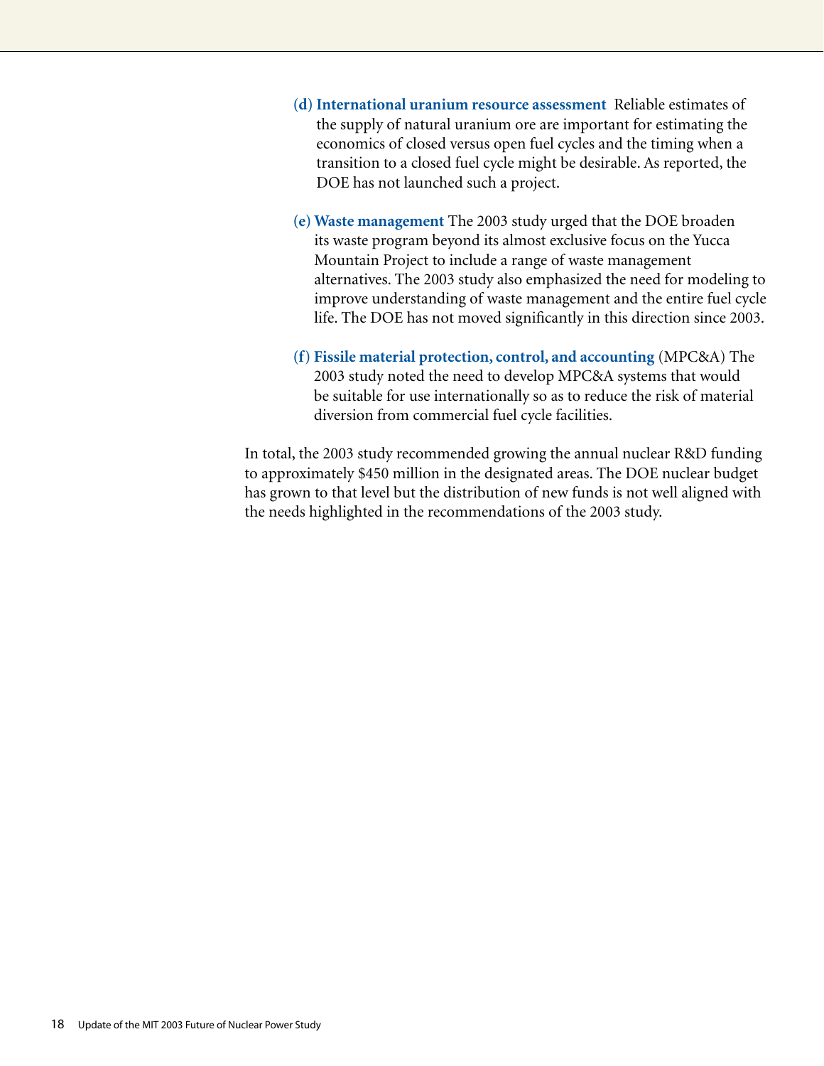(d) **International uranium resource assessment** Reliable estimates of the supply of natural uranium ore are important for estimating the economics of closed versus open fuel cycles and the timing when a transition to a closed fuel cycle might be desirable. As reported, the DOE has not launched such a project.

(e) **Waste management** The 2003 study urged that the DOE broaden its waste program beyond its almost exclusive focus on the Yucca Mountain Project to include a range of waste management alternatives. The 2003 study also emphasized the need for modeling to improve understanding of waste management and the entire fuel cycle life. The DOE has not moved significantly in this direction since 2003.

(f) **Fissile material protection, control, and accounting** (MPC&A) The 2003 study noted the need to develop MPC&A systems that would be suitable for use internationally so as to reduce the risk of material diversion from commercial fuel cycle facilities.

In total, the 2003 study recommended growing the annual nuclear R&D funding to approximately $450 million in the designated areas. The DOE nuclear budget has grown to that level but the distribution of new funds is not well aligned with the needs highlighted in the recommendations of the 2003 study.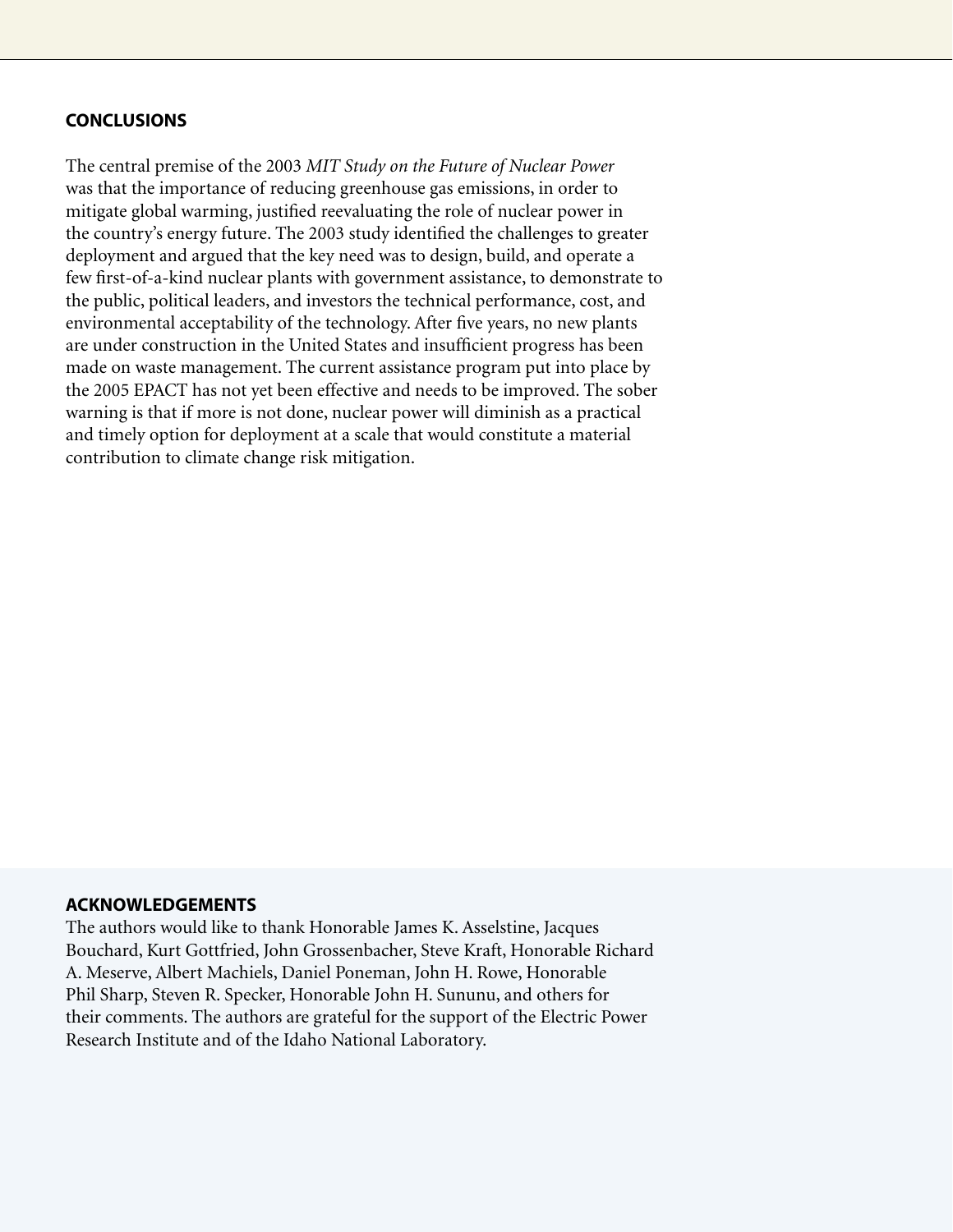## CONCLUSIONS

The central premise of the 2003 *MIT Study on the Future of Nuclear Power* was that the importance of reducing greenhouse gas emissions, in order to mitigate global warming, justified reevaluating the role of nuclear power in the country's energy future. The 2003 study identified the challenges to greater deployment and argued that the key need was to design, build, and operate a few first-of-a-kind nuclear plants with government assistance, to demonstrate to the public, political leaders, and investors the technical performance, cost, and environmental acceptability of the technology. After five years, no new plants are under construction in the United States and insufficient progress has been made on waste management. The current assistance program put into place by the 2005 EPACT has not yet been effective and needs to be improved. The sober warning is that if more is not done, nuclear power will diminish as a practical and timely option for deployment at a scale that would constitute a material contribution to climate change risk mitigation.

## ACKNOWLEDGEMENTS

The authors would like to thank Honorable James K. Asselstine, Jacques Bouchard, Kurt Gottfried, John Grossenbacher, Steve Kraft, Honorable Richard A. Meserve, Albert Machiels, Daniel Poneman, John H. Rowe, Honorable Phil Sharp, Steven R. Specker, Honorable John H. Sununu, and others for their comments. The authors are grateful for the support of the Electric Power Research Institute and of the Idaho National Laboratory.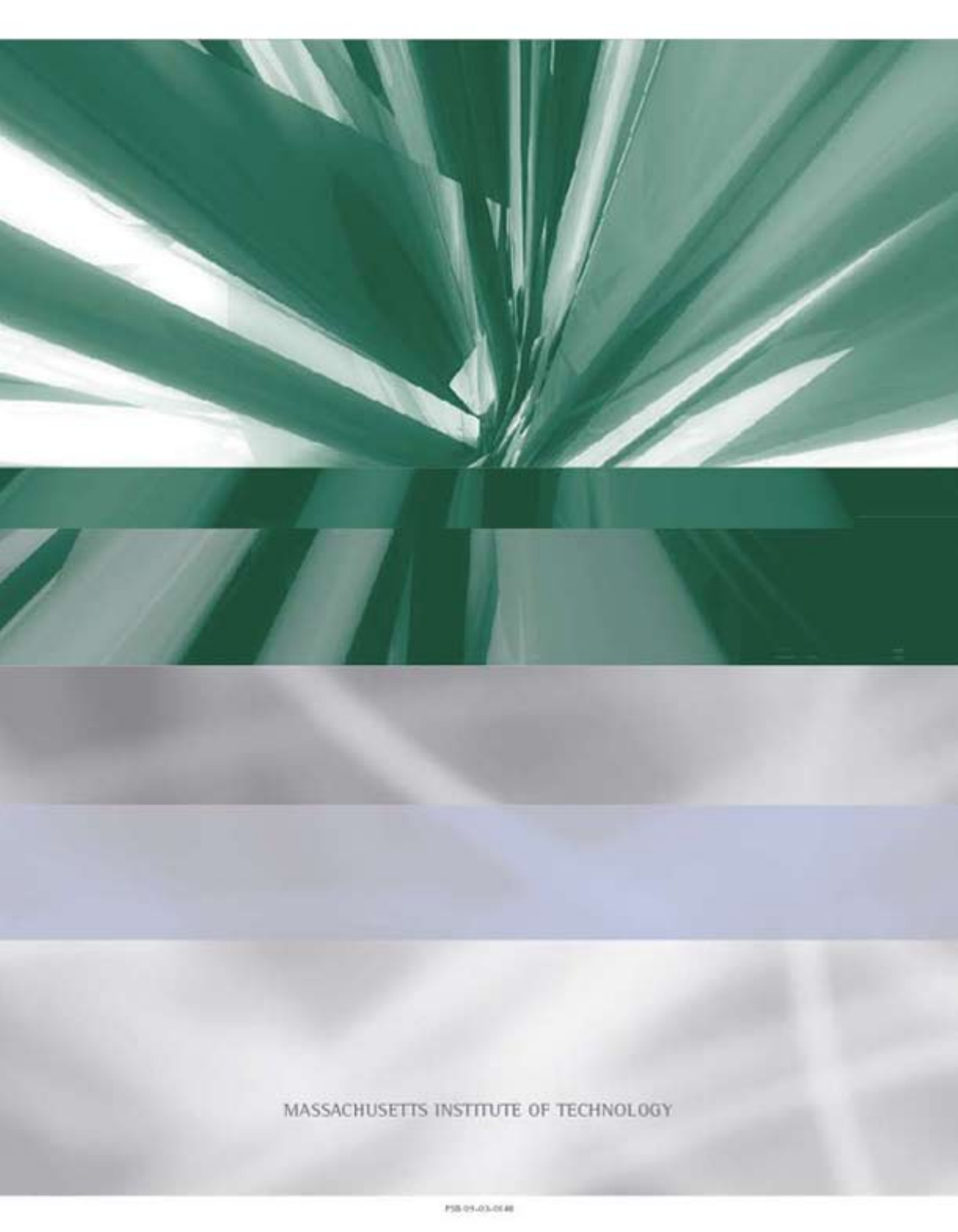MASSACHUSETTS INSTITUTE OF TECHNOLOGY

PSB 09-03-0148